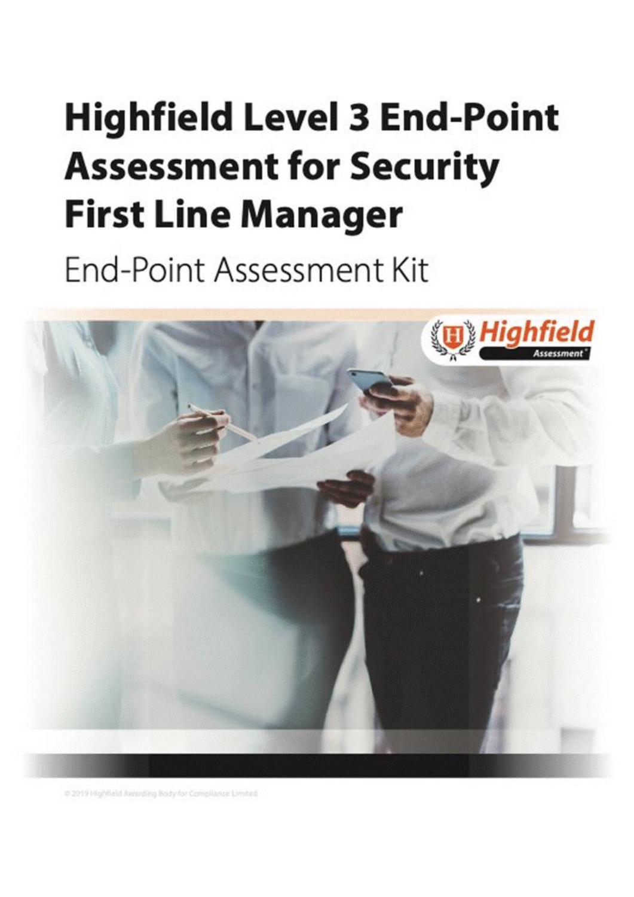# Highfield Level 3 End-Point Assessment for Security First Line Manager

## End-Point Assessment Kit

© 2019 Highfield Awarding Body for Compliance Limited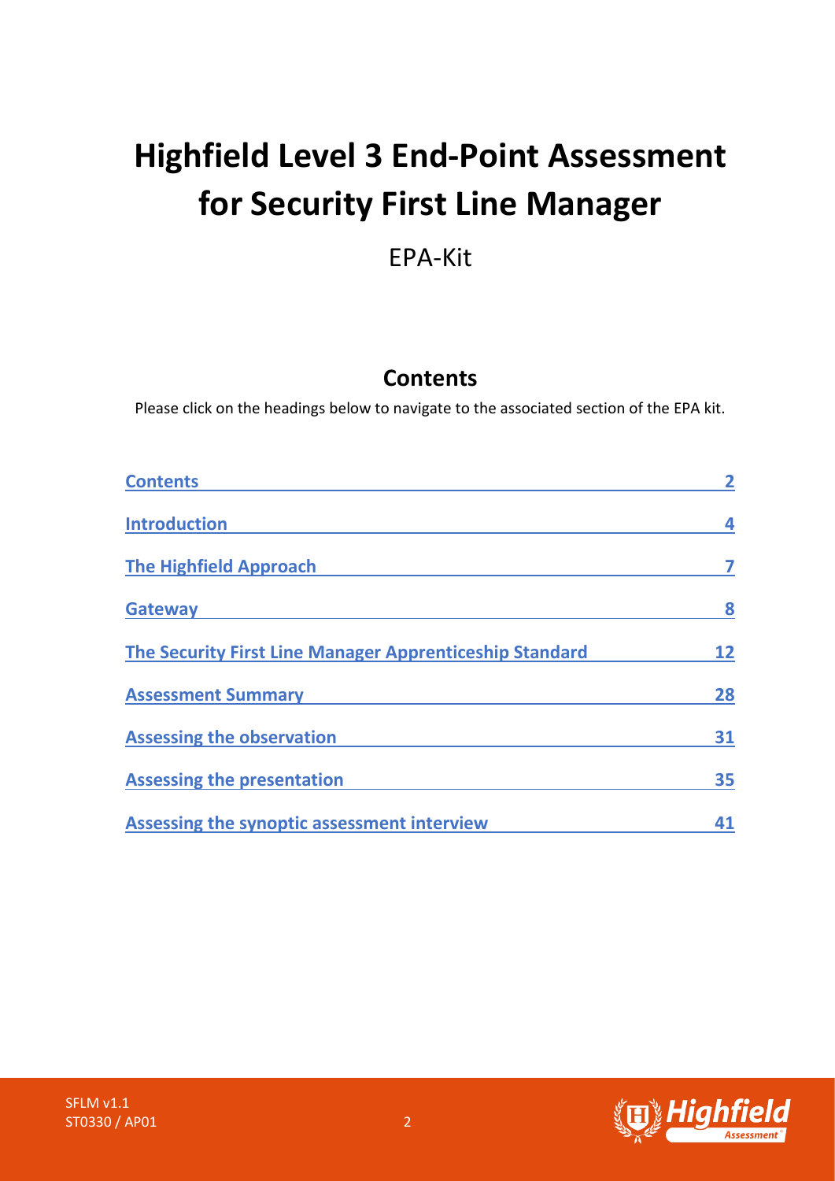# Highfield Level 3 End-Point Assessment for Security First Line Manager

EPA-Kit

## Contents

Please click on the headings below to navigate to the associated section of the EPA kit.

| | |
|---|---|
| Contents | 2 |
| Introduction | 4 |
| The Highfield Approach | 7 |
| Gateway | 8 |
| The Security First Line Manager Apprenticeship Standard | 12 |
| Assessment Summary | 28 |
| Assessing the observation | 31 |
| Assessing the presentation | 35 |
| Assessing the synoptic assessment interview | 41 |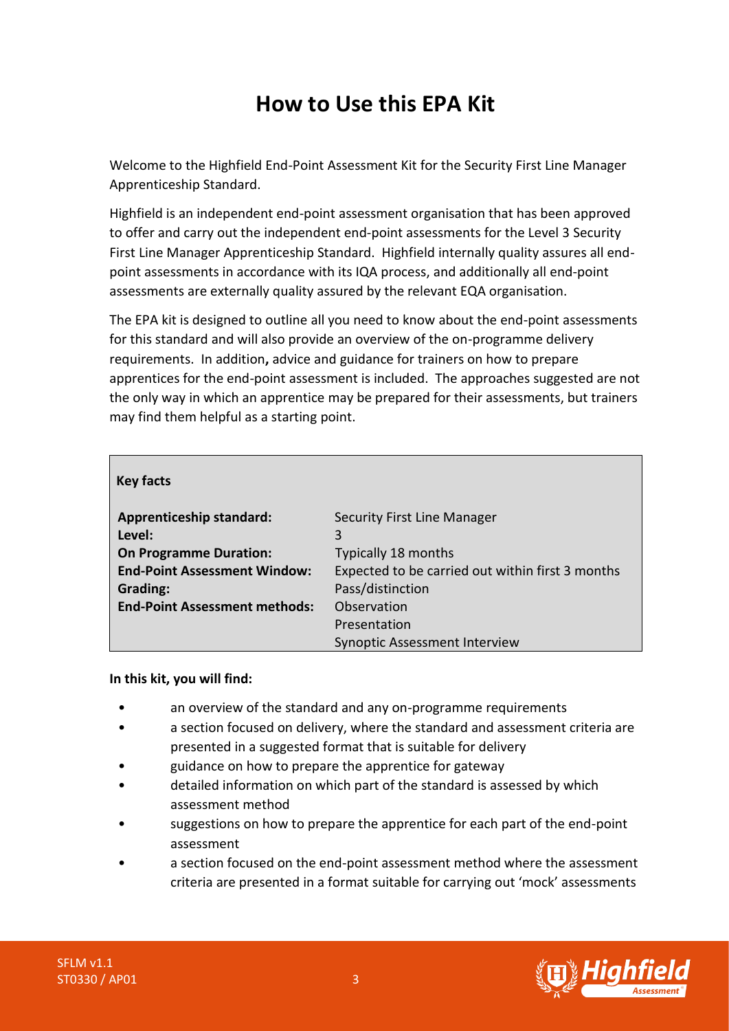# How to Use this EPA Kit

Welcome to the Highfield End-Point Assessment Kit for the Security First Line Manager Apprenticeship Standard.

Highfield is an independent end-point assessment organisation that has been approved to offer and carry out the independent end-point assessments for the Level 3 Security First Line Manager Apprenticeship Standard. Highfield internally quality assures all end-point assessments in accordance with its IQA process, and additionally all end-point assessments are externally quality assured by the relevant EQA organisation.

The EPA kit is designed to outline all you need to know about the end-point assessments for this standard and will also provide an overview of the on-programme delivery requirements. In addition**,** advice and guidance for trainers on how to prepare apprentices for the end-point assessment is included. The approaches suggested are not the only way in which an apprentice may be prepared for their assessments, but trainers may find them helpful as a starting point.

| **Key facts** | |
|---|---|
| **Apprenticeship standard:** | Security First Line Manager |
| **Level:** | 3 |
| **On Programme Duration:** | Typically 18 months |
| **End-Point Assessment Window:** | Expected to be carried out within first 3 months |
| **Grading:** | Pass/distinction |
| **End-Point Assessment methods:** | Observation<br>Presentation<br>Synoptic Assessment Interview |

**In this kit, you will find:**

- an overview of the standard and any on-programme requirements
- a section focused on delivery, where the standard and assessment criteria are presented in a suggested format that is suitable for delivery
- guidance on how to prepare the apprentice for gateway
- detailed information on which part of the standard is assessed by which assessment method
- suggestions on how to prepare the apprentice for each part of the end-point assessment
- a section focused on the end-point assessment method where the assessment criteria are presented in a format suitable for carrying out 'mock' assessments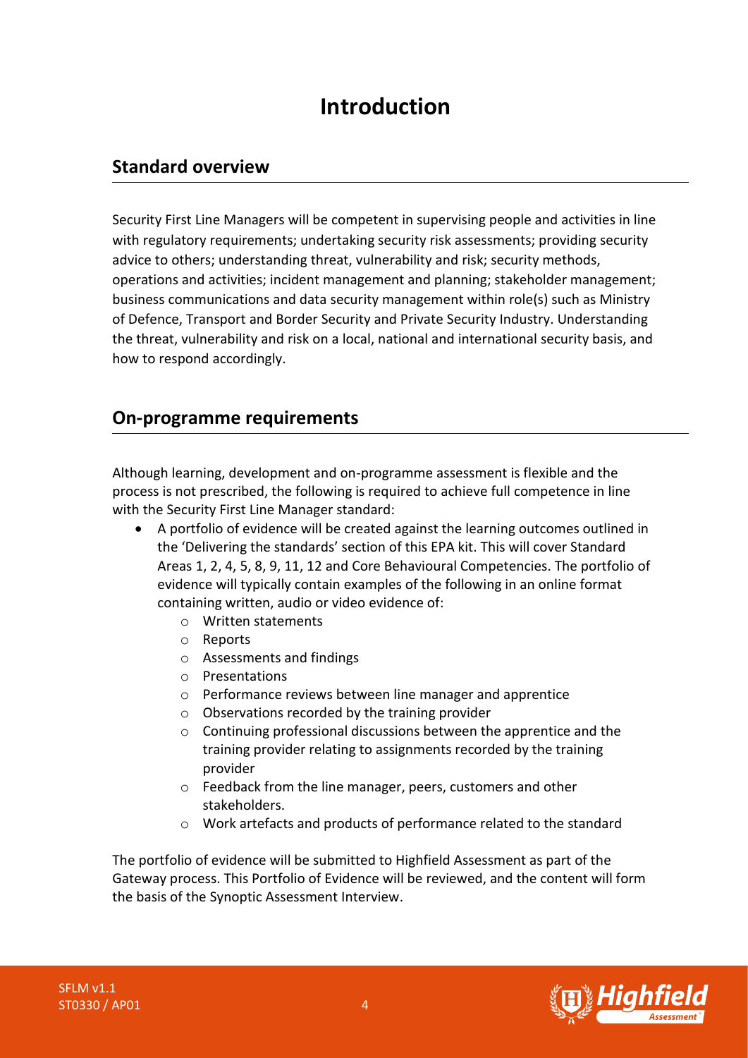# Introduction

## Standard overview

Security First Line Managers will be competent in supervising people and activities in line with regulatory requirements; undertaking security risk assessments; providing security advice to others; understanding threat, vulnerability and risk; security methods, operations and activities; incident management and planning; stakeholder management; business communications and data security management within role(s) such as Ministry of Defence, Transport and Border Security and Private Security Industry. Understanding the threat, vulnerability and risk on a local, national and international security basis, and how to respond accordingly.

## On-programme requirements

Although learning, development and on-programme assessment is flexible and the process is not prescribed, the following is required to achieve full competence in line with the Security First Line Manager standard:

- A portfolio of evidence will be created against the learning outcomes outlined in the 'Delivering the standards' section of this EPA kit. This will cover Standard Areas 1, 2, 4, 5, 8, 9, 11, 12 and Core Behavioural Competencies. The portfolio of evidence will typically contain examples of the following in an online format containing written, audio or video evidence of:
  - Written statements
  - Reports
  - Assessments and findings
  - Presentations
  - Performance reviews between line manager and apprentice
  - Observations recorded by the training provider
  - Continuing professional discussions between the apprentice and the training provider relating to assignments recorded by the training provider
  - Feedback from the line manager, peers, customers and other stakeholders.
  - Work artefacts and products of performance related to the standard

The portfolio of evidence will be submitted to Highfield Assessment as part of the Gateway process. This Portfolio of Evidence will be reviewed, and the content will form the basis of the Synoptic Assessment Interview.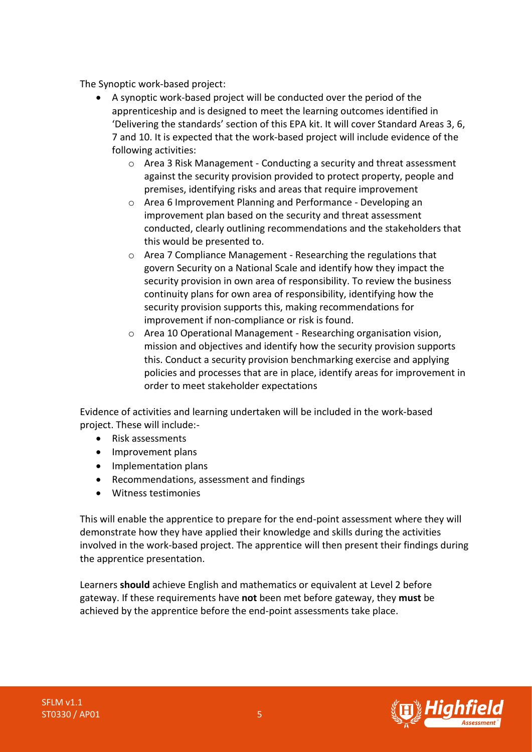The Synoptic work-based project:

- A synoptic work-based project will be conducted over the period of the apprenticeship and is designed to meet the learning outcomes identified in 'Delivering the standards' section of this EPA kit. It will cover Standard Areas 3, 6, 7 and 10. It is expected that the work-based project will include evidence of the following activities:
    - Area 3 Risk Management - Conducting a security and threat assessment against the security provision provided to protect property, people and premises, identifying risks and areas that require improvement
    - Area 6 Improvement Planning and Performance - Developing an improvement plan based on the security and threat assessment conducted, clearly outlining recommendations and the stakeholders that this would be presented to.
    - Area 7 Compliance Management - Researching the regulations that govern Security on a National Scale and identify how they impact the security provision in own area of responsibility. To review the business continuity plans for own area of responsibility, identifying how the security provision supports this, making recommendations for improvement if non-compliance or risk is found.
    - Area 10 Operational Management - Researching organisation vision, mission and objectives and identify how the security provision supports this. Conduct a security provision benchmarking exercise and applying policies and processes that are in place, identify areas for improvement in order to meet stakeholder expectations

Evidence of activities and learning undertaken will be included in the work-based project. These will include:-

- Risk assessments
- Improvement plans
- Implementation plans
- Recommendations, assessment and findings
- Witness testimonies

This will enable the apprentice to prepare for the end-point assessment where they will demonstrate how they have applied their knowledge and skills during the activities involved in the work-based project. The apprentice will then present their findings during the apprentice presentation.

Learners **should** achieve English and mathematics or equivalent at Level 2 before gateway. If these requirements have **not** been met before gateway, they **must** be achieved by the apprentice before the end-point assessments take place.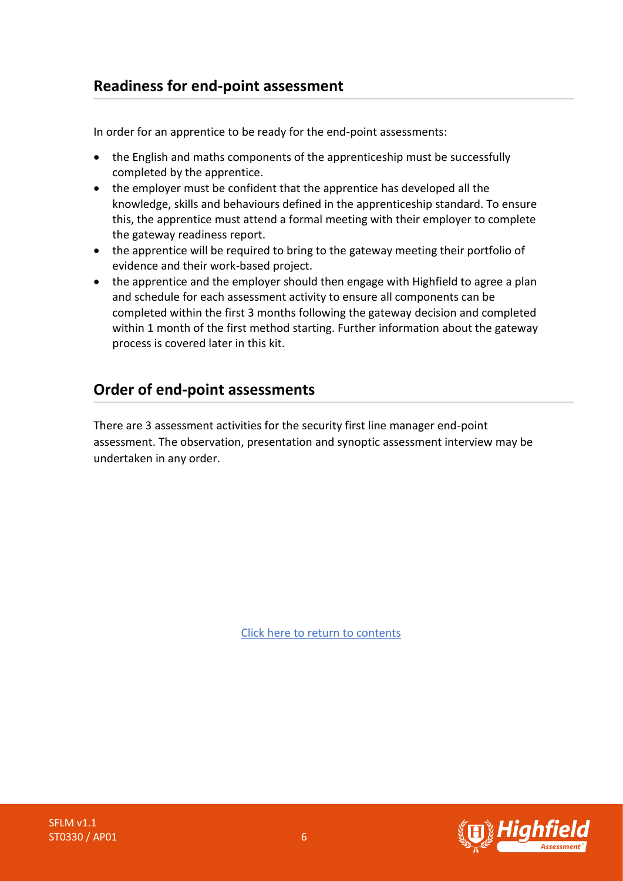## Readiness for end-point assessment

In order for an apprentice to be ready for the end-point assessments:

- the English and maths components of the apprenticeship must be successfully completed by the apprentice.
- the employer must be confident that the apprentice has developed all the knowledge, skills and behaviours defined in the apprenticeship standard. To ensure this, the apprentice must attend a formal meeting with their employer to complete the gateway readiness report.
- the apprentice will be required to bring to the gateway meeting their portfolio of evidence and their work-based project.
- the apprentice and the employer should then engage with Highfield to agree a plan and schedule for each assessment activity to ensure all components can be completed within the first 3 months following the gateway decision and completed within 1 month of the first method starting. Further information about the gateway process is covered later in this kit.

## Order of end-point assessments

There are 3 assessment activities for the security first line manager end-point assessment. The observation, presentation and synoptic assessment interview may be undertaken in any order.

Click here to return to contents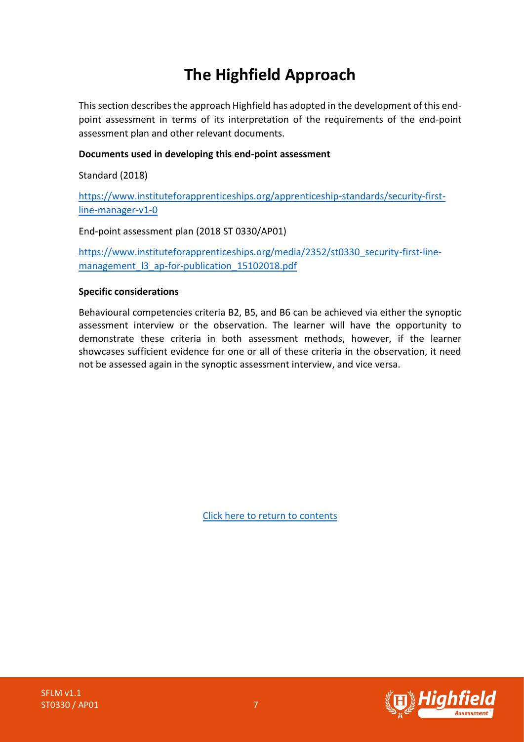# The Highfield Approach

This section describes the approach Highfield has adopted in the development of this end-point assessment in terms of its interpretation of the requirements of the end-point assessment plan and other relevant documents.

**Documents used in developing this end-point assessment**

Standard (2018)

[https://www.instituteforapprenticeships.org/apprenticeship-standards/security-first-line-manager-v1-0](https://www.instituteforapprenticeships.org/apprenticeship-standards/security-first-line-manager-v1-0)

End-point assessment plan (2018 ST 0330/AP01)

[https://www.instituteforapprenticeships.org/media/2352/st0330_security-first-line-management_l3_ap-for-publication_15102018.pdf](https://www.instituteforapprenticeships.org/media/2352/st0330_security-first-line-management_l3_ap-for-publication_15102018.pdf)

**Specific considerations**

Behavioural competencies criteria B2, B5, and B6 can be achieved via either the synoptic assessment interview or the observation. The learner will have the opportunity to demonstrate these criteria in both assessment methods, however, if the learner showcases sufficient evidence for one or all of these criteria in the observation, it need not be assessed again in the synoptic assessment interview, and vice versa.

Click here to return to contents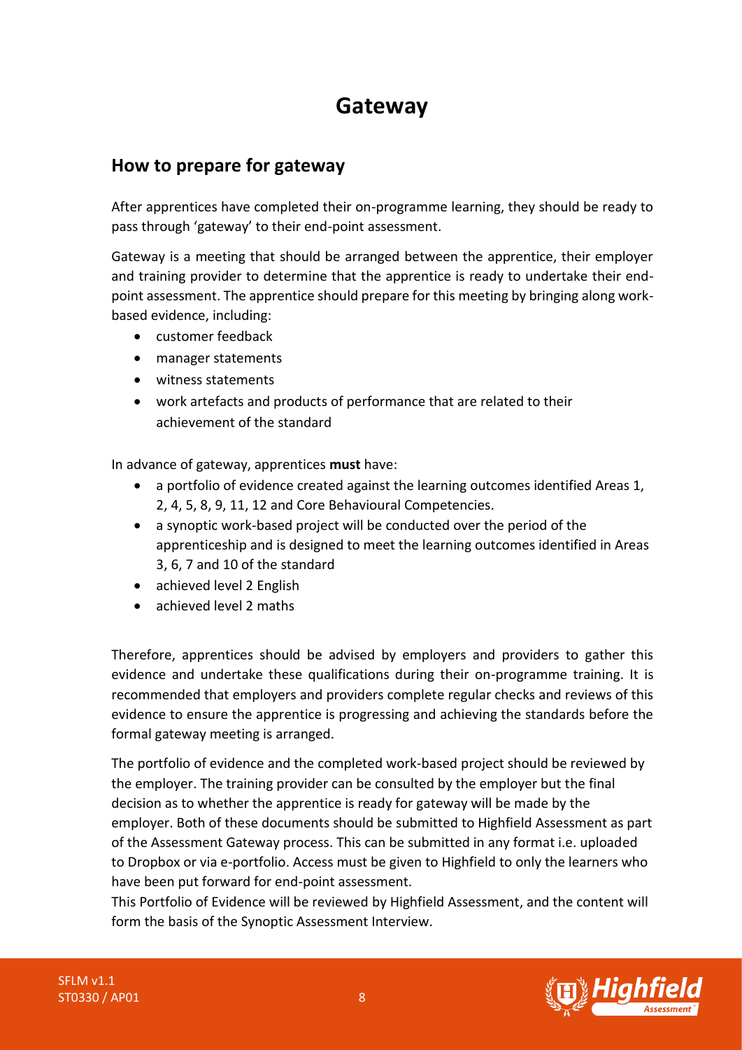# Gateway

## How to prepare for gateway

After apprentices have completed their on-programme learning, they should be ready to pass through 'gateway' to their end-point assessment.

Gateway is a meeting that should be arranged between the apprentice, their employer and training provider to determine that the apprentice is ready to undertake their end-point assessment. The apprentice should prepare for this meeting by bringing along work-based evidence, including:

- customer feedback
- manager statements
- witness statements
- work artefacts and products of performance that are related to their achievement of the standard

In advance of gateway, apprentices **must** have:

- a portfolio of evidence created against the learning outcomes identified Areas 1, 2, 4, 5, 8, 9, 11, 12 and Core Behavioural Competencies.
- a synoptic work-based project will be conducted over the period of the apprenticeship and is designed to meet the learning outcomes identified in Areas 3, 6, 7 and 10 of the standard
- achieved level 2 English
- achieved level 2 maths

Therefore, apprentices should be advised by employers and providers to gather this evidence and undertake these qualifications during their on-programme training. It is recommended that employers and providers complete regular checks and reviews of this evidence to ensure the apprentice is progressing and achieving the standards before the formal gateway meeting is arranged.

The portfolio of evidence and the completed work-based project should be reviewed by the employer. The training provider can be consulted by the employer but the final decision as to whether the apprentice is ready for gateway will be made by the employer. Both of these documents should be submitted to Highfield Assessment as part of the Assessment Gateway process. This can be submitted in any format i.e. uploaded to Dropbox or via e-portfolio. Access must be given to Highfield to only the learners who have been put forward for end-point assessment.

This Portfolio of Evidence will be reviewed by Highfield Assessment, and the content will form the basis of the Synoptic Assessment Interview.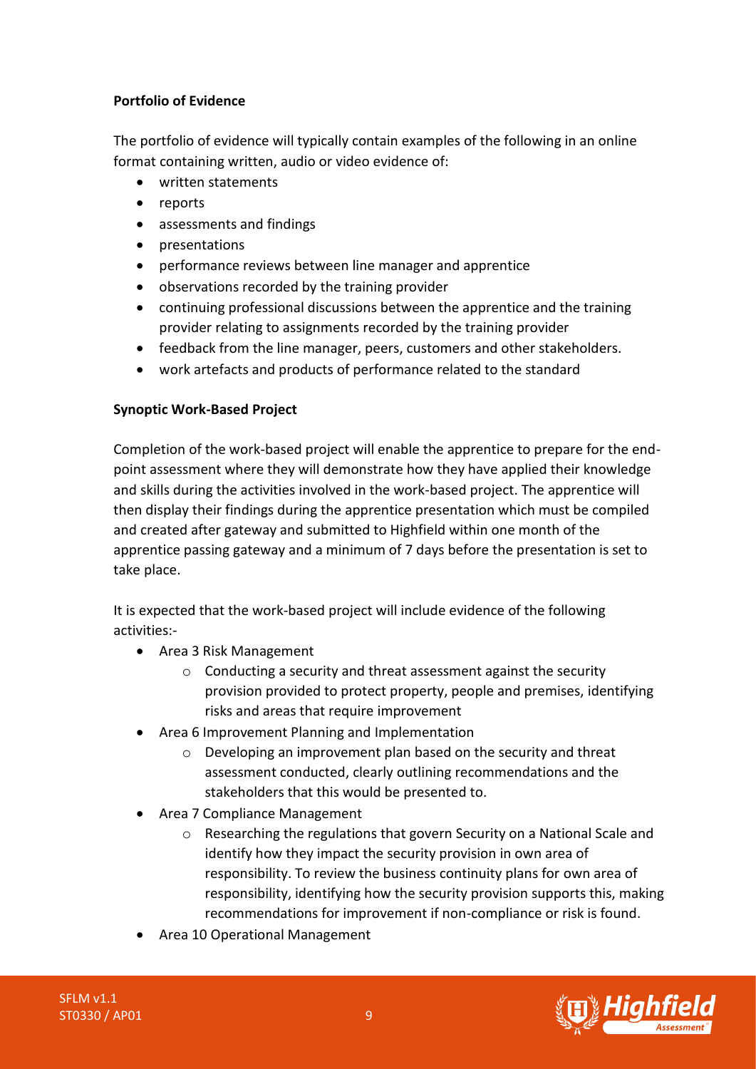**Portfolio of Evidence**

The portfolio of evidence will typically contain examples of the following in an online format containing written, audio or video evidence of:

- written statements
- reports
- assessments and findings
- presentations
- performance reviews between line manager and apprentice
- observations recorded by the training provider
- continuing professional discussions between the apprentice and the training provider relating to assignments recorded by the training provider
- feedback from the line manager, peers, customers and other stakeholders.
- work artefacts and products of performance related to the standard

**Synoptic Work-Based Project**

Completion of the work-based project will enable the apprentice to prepare for the end-point assessment where they will demonstrate how they have applied their knowledge and skills during the activities involved in the work-based project. The apprentice will then display their findings during the apprentice presentation which must be compiled and created after gateway and submitted to Highfield within one month of the apprentice passing gateway and a minimum of 7 days before the presentation is set to take place.

It is expected that the work-based project will include evidence of the following activities:-

- Area 3 Risk Management
  - Conducting a security and threat assessment against the security provision provided to protect property, people and premises, identifying risks and areas that require improvement
- Area 6 Improvement Planning and Implementation
  - Developing an improvement plan based on the security and threat assessment conducted, clearly outlining recommendations and the stakeholders that this would be presented to.
- Area 7 Compliance Management
  - Researching the regulations that govern Security on a National Scale and identify how they impact the security provision in own area of responsibility. To review the business continuity plans for own area of responsibility, identifying how the security provision supports this, making recommendations for improvement if non-compliance or risk is found.
- Area 10 Operational Management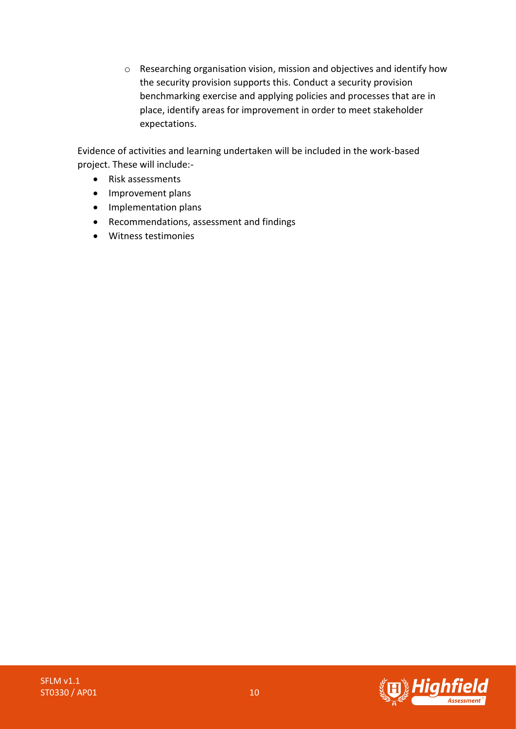- Researching organisation vision, mission and objectives and identify how the security provision supports this. Conduct a security provision benchmarking exercise and applying policies and processes that are in place, identify areas for improvement in order to meet stakeholder expectations.

Evidence of activities and learning undertaken will be included in the work-based project. These will include:-

- Risk assessments
- Improvement plans
- Implementation plans
- Recommendations, assessment and findings
- Witness testimonies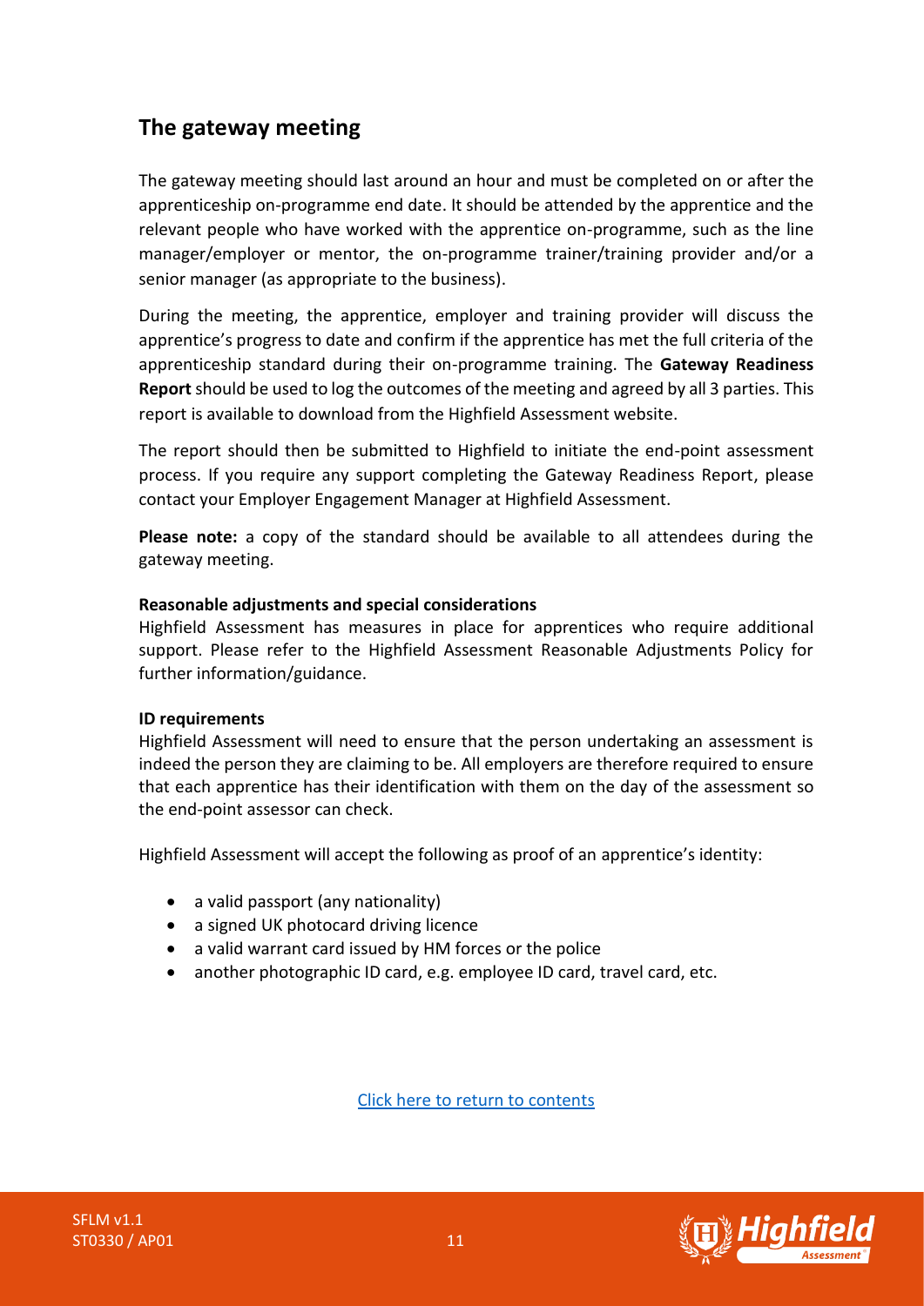## The gateway meeting

The gateway meeting should last around an hour and must be completed on or after the apprenticeship on-programme end date. It should be attended by the apprentice and the relevant people who have worked with the apprentice on-programme, such as the line manager/employer or mentor, the on-programme trainer/training provider and/or a senior manager (as appropriate to the business).

During the meeting, the apprentice, employer and training provider will discuss the apprentice's progress to date and confirm if the apprentice has met the full criteria of the apprenticeship standard during their on-programme training. The **Gateway Readiness Report** should be used to log the outcomes of the meeting and agreed by all 3 parties. This report is available to download from the Highfield Assessment website.

The report should then be submitted to Highfield to initiate the end-point assessment process. If you require any support completing the Gateway Readiness Report, please contact your Employer Engagement Manager at Highfield Assessment.

**Please note:** a copy of the standard should be available to all attendees during the gateway meeting.

**Reasonable adjustments and special considerations**

Highfield Assessment has measures in place for apprentices who require additional support. Please refer to the Highfield Assessment Reasonable Adjustments Policy for further information/guidance.

**ID requirements**

Highfield Assessment will need to ensure that the person undertaking an assessment is indeed the person they are claiming to be. All employers are therefore required to ensure that each apprentice has their identification with them on the day of the assessment so the end-point assessor can check.

Highfield Assessment will accept the following as proof of an apprentice's identity:

- a valid passport (any nationality)
- a signed UK photocard driving licence
- a valid warrant card issued by HM forces or the police
- another photographic ID card, e.g. employee ID card, travel card, etc.

Click here to return to contents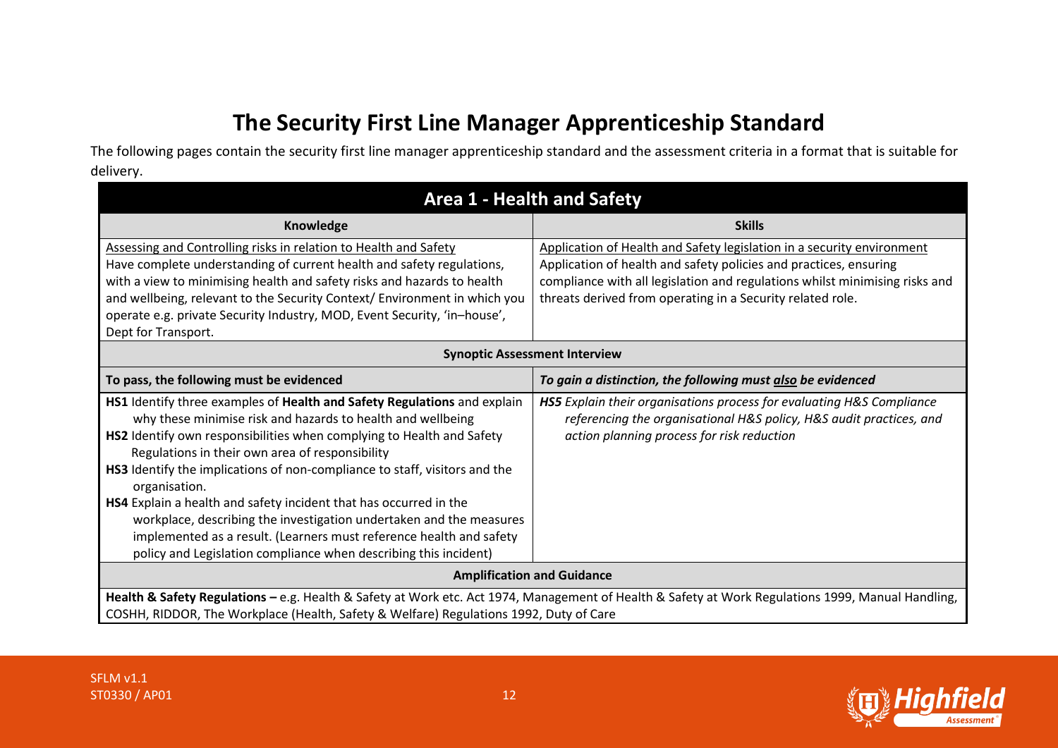# The Security First Line Manager Apprenticeship Standard

The following pages contain the security first line manager apprenticeship standard and the assessment criteria in a format that is suitable for delivery.

| **Area 1 - Health and Safety** | |
|---|---|
| **Knowledge** | **Skills** |
| Assessing and Controlling risks in relation to Health and Safety<br>Have complete understanding of current health and safety regulations, with a view to minimising health and safety risks and hazards to health and wellbeing, relevant to the Security Context/ Environment in which you operate e.g. private Security Industry, MOD, Event Security, 'in–house', Dept for Transport. | Application of Health and Safety legislation in a security environment<br>Application of health and safety policies and practices, ensuring compliance with all legislation and regulations whilst minimising risks and threats derived from operating in a Security related role. |
| **Synoptic Assessment Interview** | |
| **To pass, the following must be evidenced** | ***To gain a distinction, the following must also be evidenced*** |
| **HS1** Identify three examples of **Health and Safety Regulations** and explain why these minimise risk and hazards to health and wellbeing<br>**HS2** Identify own responsibilities when complying to Health and Safety Regulations in their own area of responsibility<br>**HS3** Identify the implications of non-compliance to staff, visitors and the organisation.<br>**HS4** Explain a health and safety incident that has occurred in the workplace, describing the investigation undertaken and the measures implemented as a result. (Learners must reference health and safety policy and Legislation compliance when describing this incident) | ***HS5*** *Explain their organisations process for evaluating H&S Compliance referencing the organisational H&S policy, H&S audit practices, and action planning process for risk reduction* |
| **Amplification and Guidance** | |
| **Health & Safety Regulations –** e.g. Health & Safety at Work etc. Act 1974, Management of Health & Safety at Work Regulations 1999, Manual Handling, COSHH, RIDDOR, The Workplace (Health, Safety & Welfare) Regulations 1992, Duty of Care | |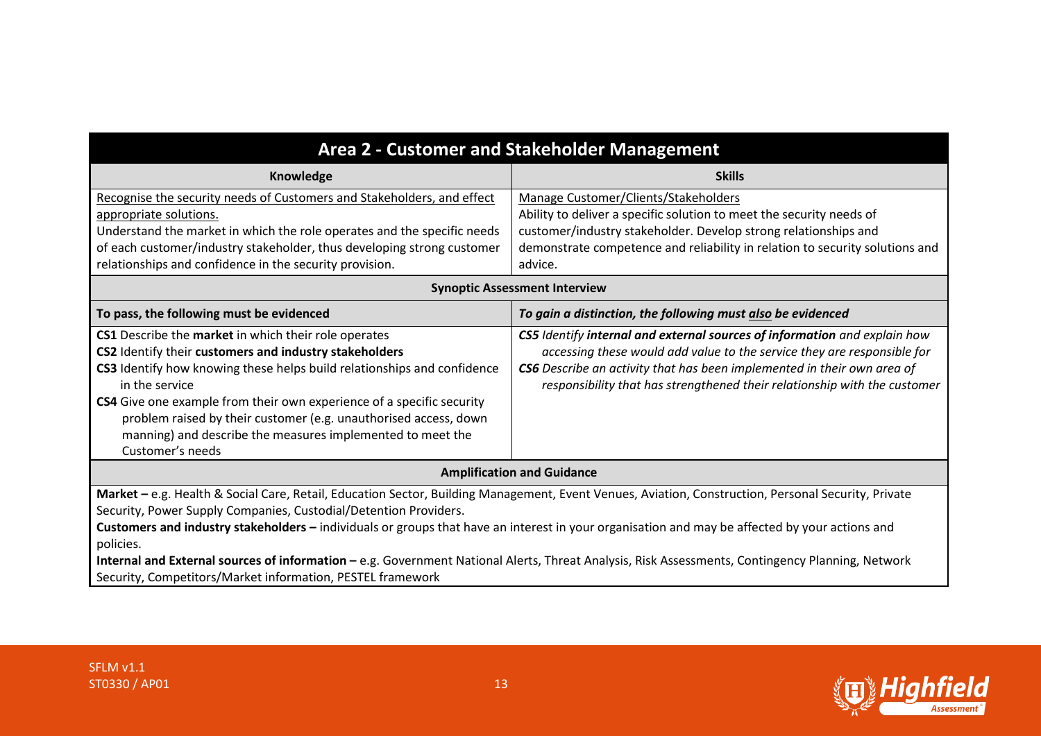## Area 2 - Customer and Stakeholder Management

| Knowledge | Skills |
|---|---|
| Recognise the security needs of Customers and Stakeholders, and effect appropriate solutions.<br>Understand the market in which the role operates and the specific needs of each customer/industry stakeholder, thus developing strong customer relationships and confidence in the security provision. | Manage Customer/Clients/Stakeholders<br>Ability to deliver a specific solution to meet the security needs of customer/industry stakeholder. Develop strong relationships and demonstrate competence and reliability in relation to security solutions and advice. |

**Synoptic Assessment Interview**

| To pass, the following must be evidenced | *To gain a distinction, the following must also be evidenced* |
|---|---|
| **CS1** Describe the **market** in which their role operates<br>**CS2** Identify their **customers and industry stakeholders**<br>**CS3** Identify how knowing these helps build relationships and confidence in the service<br>**CS4** Give one example from their own experience of a specific security problem raised by their customer (e.g. unauthorised access, down manning) and describe the measures implemented to meet the Customer's needs | ***CS5*** *Identify* ***internal and external sources of information*** *and explain how accessing these would add value to the service they are responsible for*<br>***CS6*** *Describe an activity that has been implemented in their own area of responsibility that has strengthened their relationship with the customer* |

**Amplification and Guidance**

**Market –** e.g. Health & Social Care, Retail, Education Sector, Building Management, Event Venues, Aviation, Construction, Personal Security, Private Security, Power Supply Companies, Custodial/Detention Providers.

**Customers and industry stakeholders –** individuals or groups that have an interest in your organisation and may be affected by your actions and policies.

**Internal and External sources of information –** e.g. Government National Alerts, Threat Analysis, Risk Assessments, Contingency Planning, Network Security, Competitors/Market information, PESTEL framework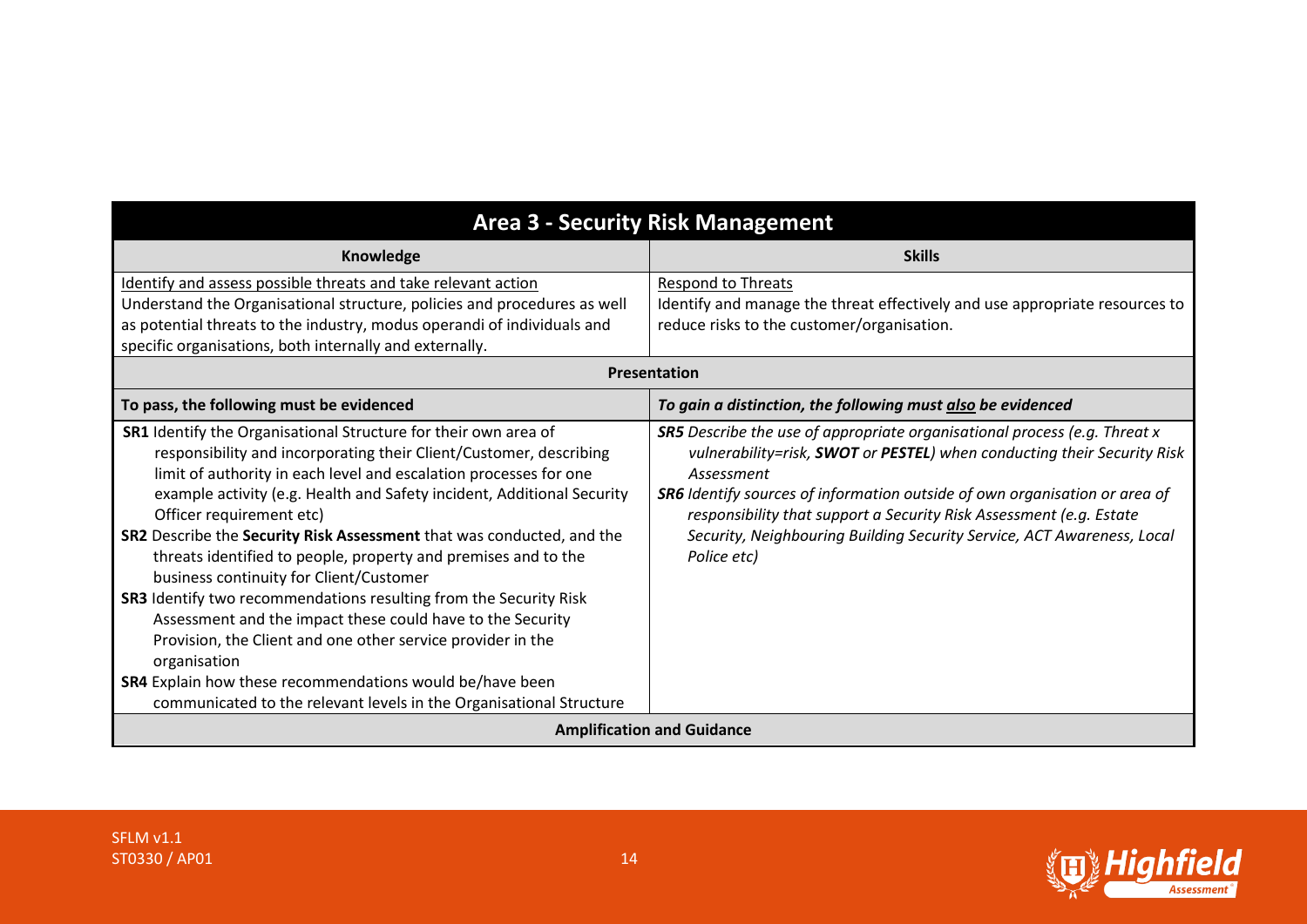| Area 3 - Security Risk Management | |
|---|---|
| **Knowledge** | **Skills** |
| Identify and assess possible threats and take relevant action<br>Understand the Organisational structure, policies and procedures as well as potential threats to the industry, modus operandi of individuals and specific organisations, both internally and externally. | Respond to Threats<br>Identify and manage the threat effectively and use appropriate resources to reduce risks to the customer/organisation. |
| **Presentation** | |
| **To pass, the following must be evidenced** | ***To gain a distinction, the following must also be evidenced*** |
| **SR1** Identify the Organisational Structure for their own area of responsibility and incorporating their Client/Customer, describing limit of authority in each level and escalation processes for one example activity (e.g. Health and Safety incident, Additional Security Officer requirement etc)<br>**SR2** Describe the **Security Risk Assessment** that was conducted, and the threats identified to people, property and premises and to the business continuity for Client/Customer<br>**SR3** Identify two recommendations resulting from the Security Risk Assessment and the impact these could have to the Security Provision, the Client and one other service provider in the organisation<br>**SR4** Explain how these recommendations would be/have been communicated to the relevant levels in the Organisational Structure | ***SR5*** *Describe the use of appropriate organisational process (e.g. Threat x vulnerability=risk,* ***SWOT*** *or* ***PESTEL****) when conducting their Security Risk Assessment*<br>***SR6*** *Identify sources of information outside of own organisation or area of responsibility that support a Security Risk Assessment (e.g. Estate Security, Neighbouring Building Security Service, ACT Awareness, Local Police etc)* |
| **Amplification and Guidance** | |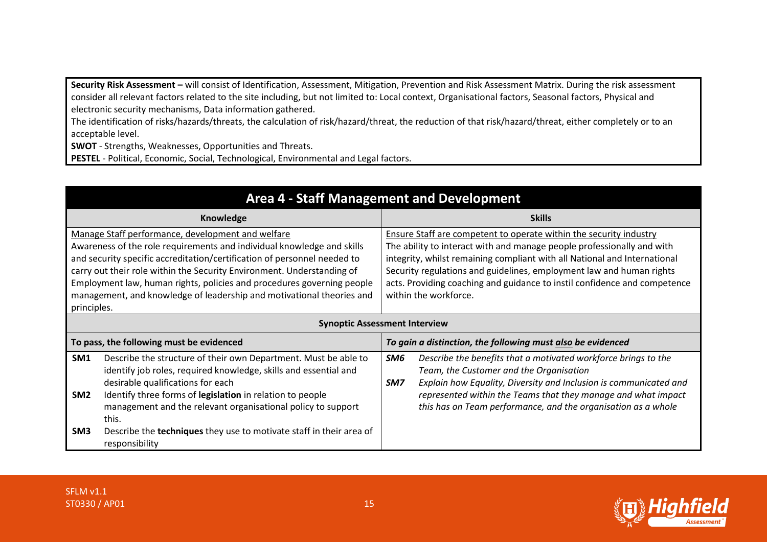**Security Risk Assessment –** will consist of Identification, Assessment, Mitigation, Prevention and Risk Assessment Matrix. During the risk assessment consider all relevant factors related to the site including, but not limited to: Local context, Organisational factors, Seasonal factors, Physical and electronic security mechanisms, Data information gathered.

The identification of risks/hazards/threats, the calculation of risk/hazard/threat, the reduction of that risk/hazard/threat, either completely or to an acceptable level.

**SWOT** - Strengths, Weaknesses, Opportunities and Threats.

**PESTEL** - Political, Economic, Social, Technological, Environmental and Legal factors.

## Area 4 - Staff Management and Development

| Knowledge | Skills |
|---|---|
| Manage Staff performance, development and welfare<br>Awareness of the role requirements and individual knowledge and skills and security specific accreditation/certification of personnel needed to carry out their role within the Security Environment. Understanding of Employment law, human rights, policies and procedures governing people management, and knowledge of leadership and motivational theories and principles. | Ensure Staff are competent to operate within the security industry<br>The ability to interact with and manage people professionally and with integrity, whilst remaining compliant with all National and International Security regulations and guidelines, employment law and human rights acts. Providing coaching and guidance to instil confidence and competence within the workforce. |
| **Synoptic Assessment Interview** | |
| **To pass, the following must be evidenced** | ***To gain a distinction, the following must also be evidenced*** |
| **SM1** Describe the structure of their own Department. Must be able to identify job roles, required knowledge, skills and essential and desirable qualifications for each<br>**SM2** Identify three forms of **legislation** in relation to people management and the relevant organisational policy to support this.<br>**SM3** Describe the **techniques** they use to motivate staff in their area of responsibility | ***SM6*** *Describe the benefits that a motivated workforce brings to the Team, the Customer and the Organisation*<br>***SM7*** *Explain how Equality, Diversity and Inclusion is communicated and represented within the Teams that they manage and what impact this has on Team performance, and the organisation as a whole* |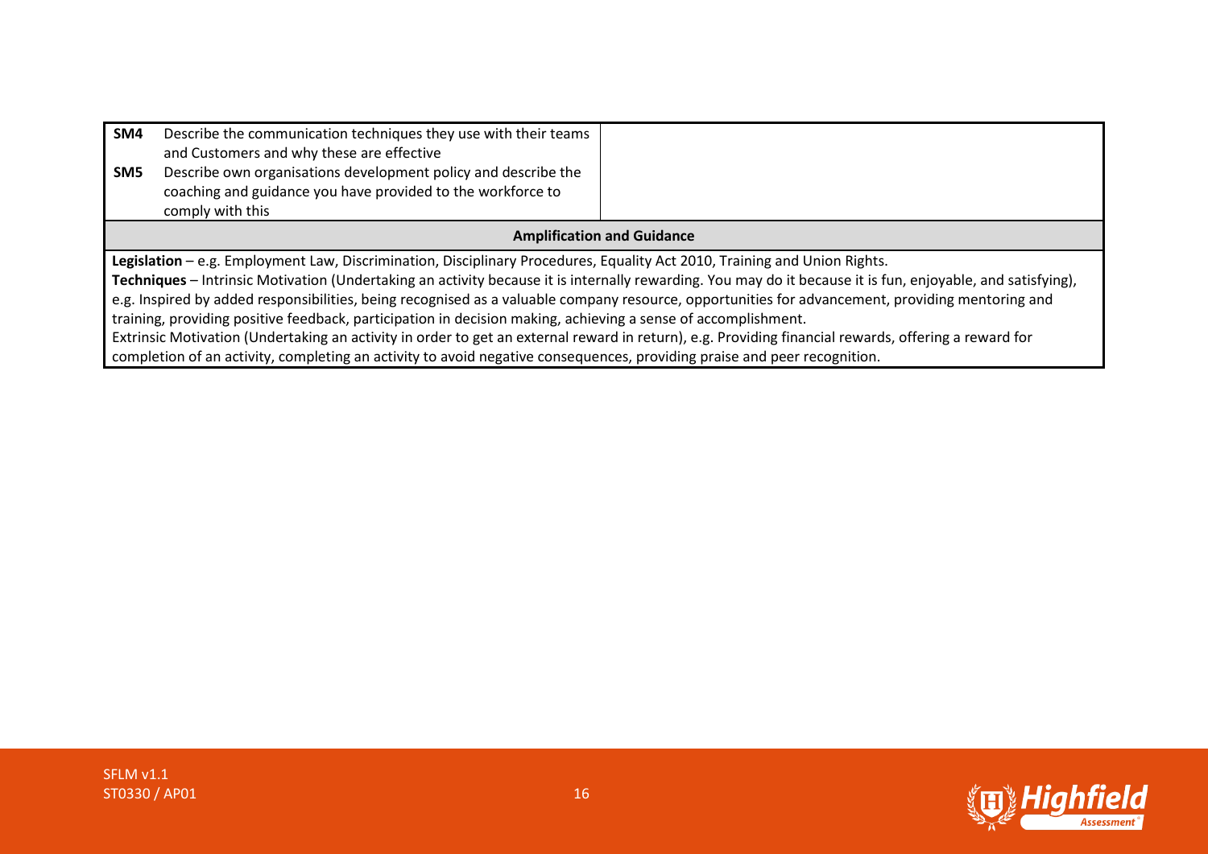| | | |
|---|---|---|
| **SM4** | Describe the communication techniques they use with their teams and Customers and why these are effective | |
| **SM5** | Describe own organisations development policy and describe the coaching and guidance you have provided to the workforce to comply with this | |

**Amplification and Guidance**

**Legislation** – e.g. Employment Law, Discrimination, Disciplinary Procedures, Equality Act 2010, Training and Union Rights.

**Techniques** – Intrinsic Motivation (Undertaking an activity because it is internally rewarding. You may do it because it is fun, enjoyable, and satisfying), e.g. Inspired by added responsibilities, being recognised as a valuable company resource, opportunities for advancement, providing mentoring and training, providing positive feedback, participation in decision making, achieving a sense of accomplishment.

Extrinsic Motivation (Undertaking an activity in order to get an external reward in return), e.g. Providing financial rewards, offering a reward for completion of an activity, completing an activity to avoid negative consequences, providing praise and peer recognition.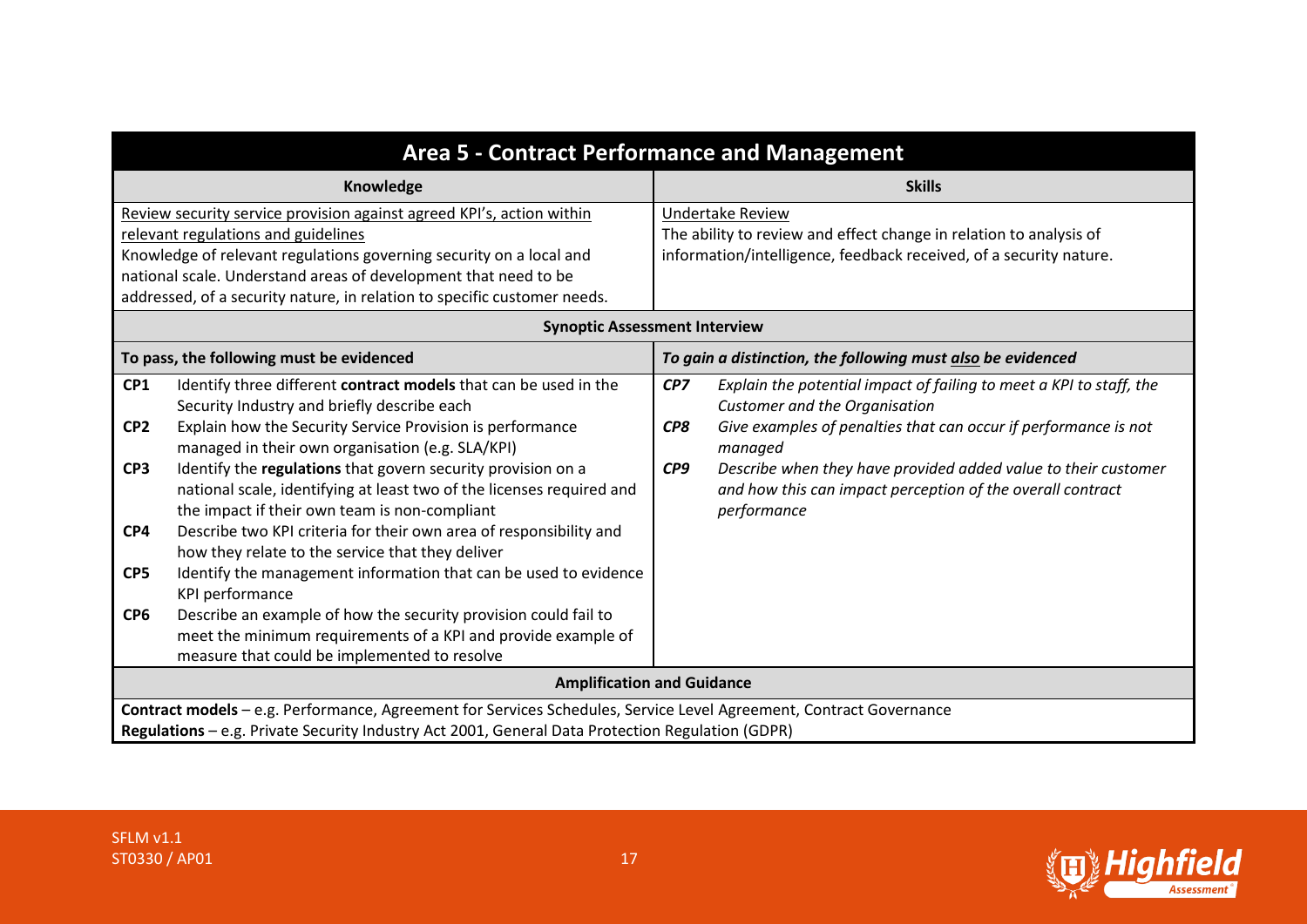| **Area 5 - Contract Performance and Management** | |
|---|---|
| **Knowledge** | **Skills** |
| Review security service provision against agreed KPI's, action within relevant regulations and guidelines<br>Knowledge of relevant regulations governing security on a local and national scale. Understand areas of development that need to be addressed, of a security nature, in relation to specific customer needs. | Undertake Review<br>The ability to review and effect change in relation to analysis of information/intelligence, feedback received, of a security nature. |
| **Synoptic Assessment Interview** | |
| **To pass, the following must be evidenced** | ***To gain a distinction, the following must also be evidenced*** |
| **CP1** Identify three different **contract models** that can be used in the Security Industry and briefly describe each<br>**CP2** Explain how the Security Service Provision is performance managed in their own organisation (e.g. SLA/KPI)<br>**CP3** Identify the **regulations** that govern security provision on a national scale, identifying at least two of the licenses required and the impact if their own team is non-compliant<br>**CP4** Describe two KPI criteria for their own area of responsibility and how they relate to the service that they deliver<br>**CP5** Identify the management information that can be used to evidence KPI performance<br>**CP6** Describe an example of how the security provision could fail to meet the minimum requirements of a KPI and provide example of measure that could be implemented to resolve | ***CP7*** *Explain the potential impact of failing to meet a KPI to staff, the Customer and the Organisation*<br>***CP8*** *Give examples of penalties that can occur if performance is not managed*<br>***CP9*** *Describe when they have provided added value to their customer and how this can impact perception of the overall contract performance* |
| **Amplification and Guidance** | |
| **Contract models** – e.g. Performance, Agreement for Services Schedules, Service Level Agreement, Contract Governance<br>**Regulations** – e.g. Private Security Industry Act 2001, General Data Protection Regulation (GDPR) | |

SFLM v1.1
ST0330 / AP01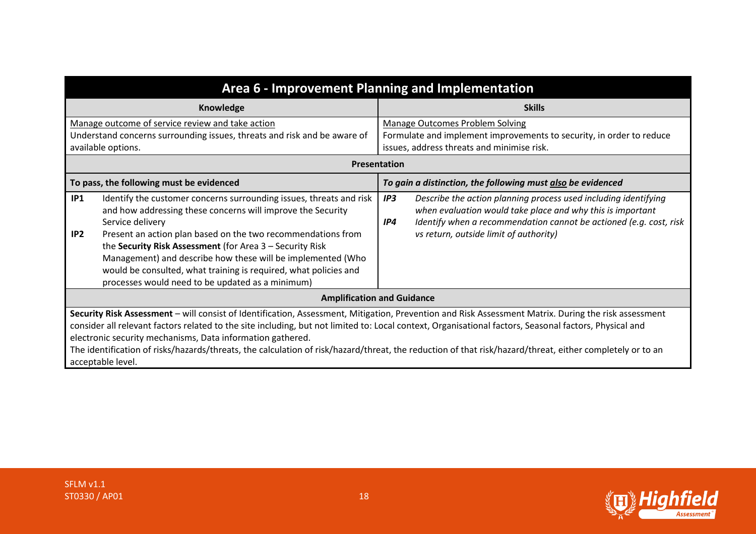## Area 6 - Improvement Planning and Implementation

| Knowledge | Skills |
|---|---|
| Manage outcome of service review and take action<br>Understand concerns surrounding issues, threats and risk and be aware of available options. | Manage Outcomes Problem Solving<br>Formulate and implement improvements to security, in order to reduce issues, address threats and minimise risk. |

**Presentation**

| To pass, the following must be evidenced | *To gain a distinction, the following must also be evidenced* |
|---|---|
| **IP1** Identify the customer concerns surrounding issues, threats and risk and how addressing these concerns will improve the Security Service delivery<br>**IP2** Present an action plan based on the two recommendations from the **Security Risk Assessment** (for Area 3 – Security Risk Management) and describe how these will be implemented (Who would be consulted, what training is required, what policies and processes would need to be updated as a minimum) | ***IP3*** *Describe the action planning process used including identifying when evaluation would take place and why this is important*<br>***IP4*** *Identify when a recommendation cannot be actioned (e.g. cost, risk vs return, outside limit of authority)* |

**Amplification and Guidance**

**Security Risk Assessment** – will consist of Identification, Assessment, Mitigation, Prevention and Risk Assessment Matrix. During the risk assessment consider all relevant factors related to the site including, but not limited to: Local context, Organisational factors, Seasonal factors, Physical and electronic security mechanisms, Data information gathered.

The identification of risks/hazards/threats, the calculation of risk/hazard/threat, the reduction of that risk/hazard/threat, either completely or to an acceptable level.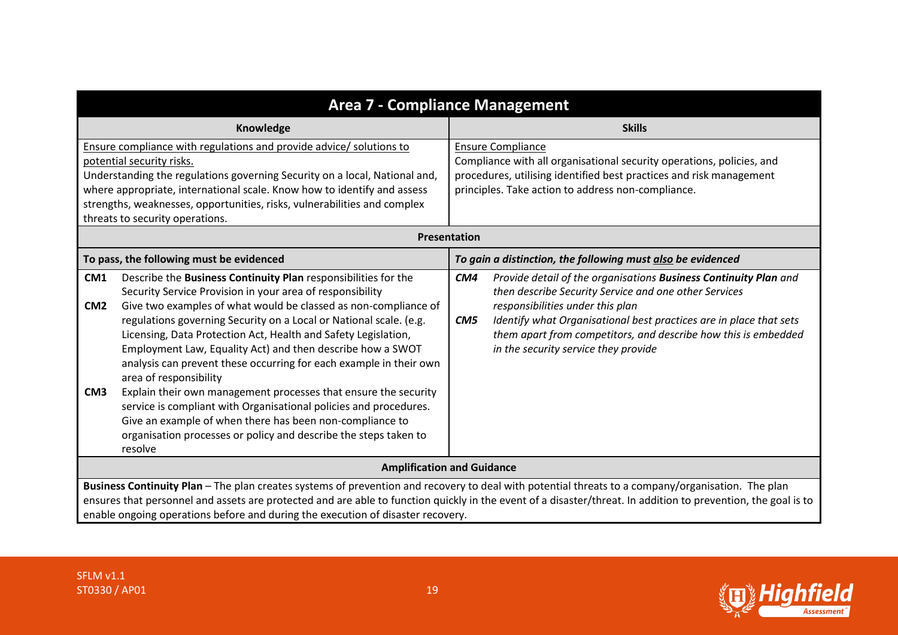## Area 7 - Compliance Management

| Knowledge | Skills |
|---|---|
| <u>Ensure compliance with regulations and provide advice/ solutions to potential security risks.</u><br>Understanding the regulations governing Security on a local, National and, where appropriate, international scale. Know how to identify and assess strengths, weaknesses, opportunities, risks, vulnerabilities and complex threats to security operations. | <u>Ensure Compliance</u><br>Compliance with all organisational security operations, policies, and procedures, utilising identified best practices and risk management principles. Take action to address non-compliance. |

### Presentation

| To pass, the following must be evidenced | *To gain a distinction, the following must **also** be evidenced* |
|---|---|
| **CM1** Describe the **Business Continuity Plan** responsibilities for the Security Service Provision in your area of responsibility<br>**CM2** Give two examples of what would be classed as non-compliance of regulations governing Security on a Local or National scale. (e.g. Licensing, Data Protection Act, Health and Safety Legislation, Employment Law, Equality Act) and then describe how a SWOT analysis can prevent these occurring for each example in their own area of responsibility<br>**CM3** Explain their own management processes that ensure the security service is compliant with Organisational policies and procedures. Give an example of when there has been non-compliance to organisation processes or policy and describe the steps taken to resolve | ***CM4*** *Provide detail of the organisations **Business Continuity Plan** and then describe Security Service and one other Services responsibilities under this plan*<br>***CM5*** *Identify what Organisational best practices are in place that sets them apart from competitors, and describe how this is embedded in the security service they provide* |

### Amplification and Guidance

**Business Continuity Plan** – The plan creates systems of prevention and recovery to deal with potential threats to a company/organisation. The plan ensures that personnel and assets are protected and are able to function quickly in the event of a disaster/threat. In addition to prevention, the goal is to enable ongoing operations before and during the execution of disaster recovery.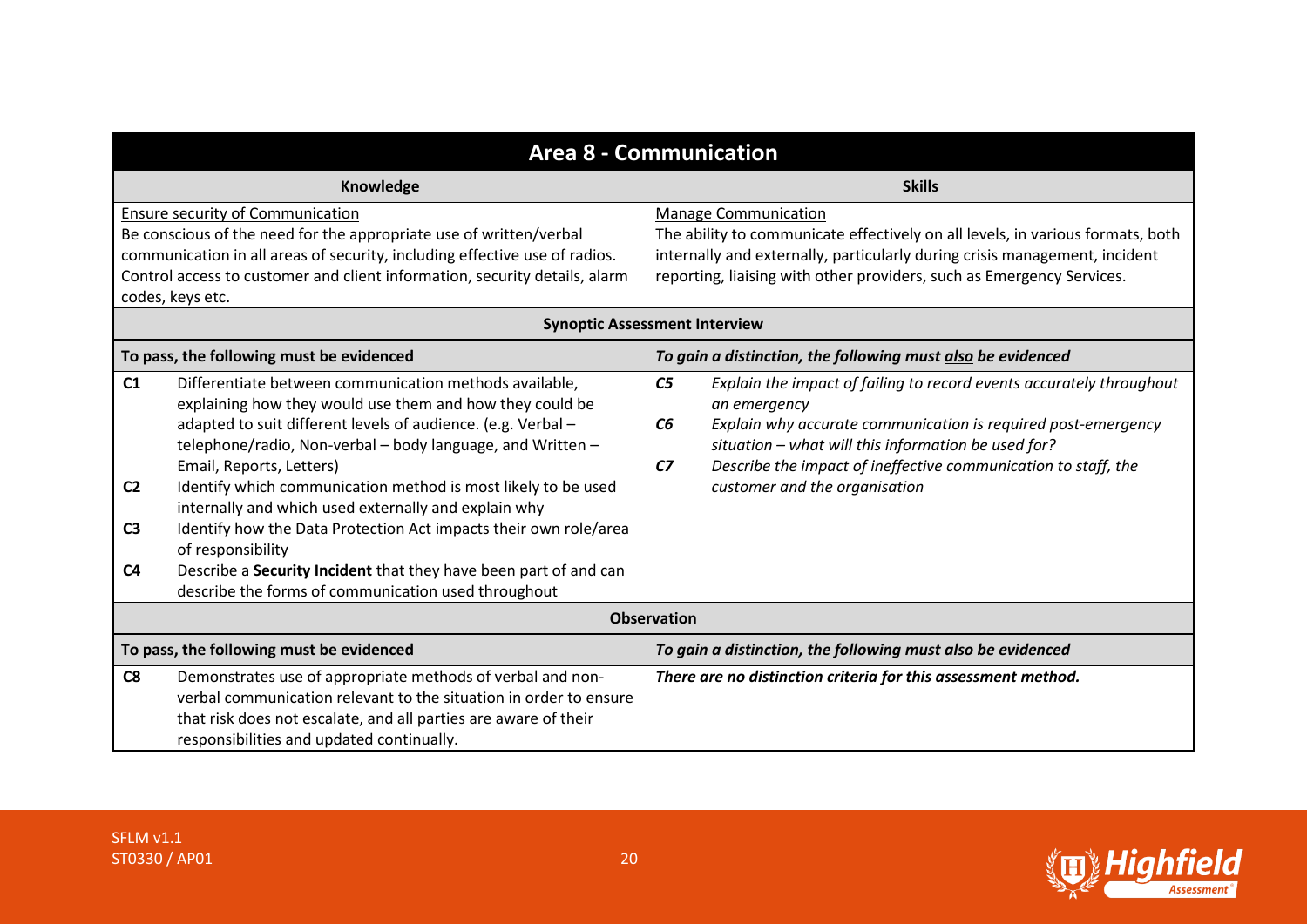## Area 8 - Communication

| Knowledge | Skills |
| --- | --- |
| <u>Ensure security of Communication</u><br>Be conscious of the need for the appropriate use of written/verbal communication in all areas of security, including effective use of radios. Control access to customer and client information, security details, alarm codes, keys etc. | <u>Manage Communication</u><br>The ability to communicate effectively on all levels, in various formats, both internally and externally, particularly during crisis management, incident reporting, liaising with other providers, such as Emergency Services. |

**Synoptic Assessment Interview**

| To pass, the following must be evidenced | *To gain a distinction, the following must <u>also</u> be evidenced* |
| --- | --- |
| **C1** Differentiate between communication methods available, explaining how they would use them and how they could be adapted to suit different levels of audience. (e.g. Verbal – telephone/radio, Non-verbal – body language, and Written – Email, Reports, Letters)<br>**C2** Identify which communication method is most likely to be used internally and which used externally and explain why<br>**C3** Identify how the Data Protection Act impacts their own role/area of responsibility<br>**C4** Describe a **Security Incident** that they have been part of and can describe the forms of communication used throughout | ***C5*** *Explain the impact of failing to record events accurately throughout an emergency*<br>***C6*** *Explain why accurate communication is required post-emergency situation – what will this information be used for?*<br>***C7*** *Describe the impact of ineffective communication to staff, the customer and the organisation* |

**Observation**

| To pass, the following must be evidenced | *To gain a distinction, the following must <u>also</u> be evidenced* |
| --- | --- |
| **C8** Demonstrates use of appropriate methods of verbal and non-verbal communication relevant to the situation in order to ensure that risk does not escalate, and all parties are aware of their responsibilities and updated continually. | ***There are no distinction criteria for this assessment method.*** |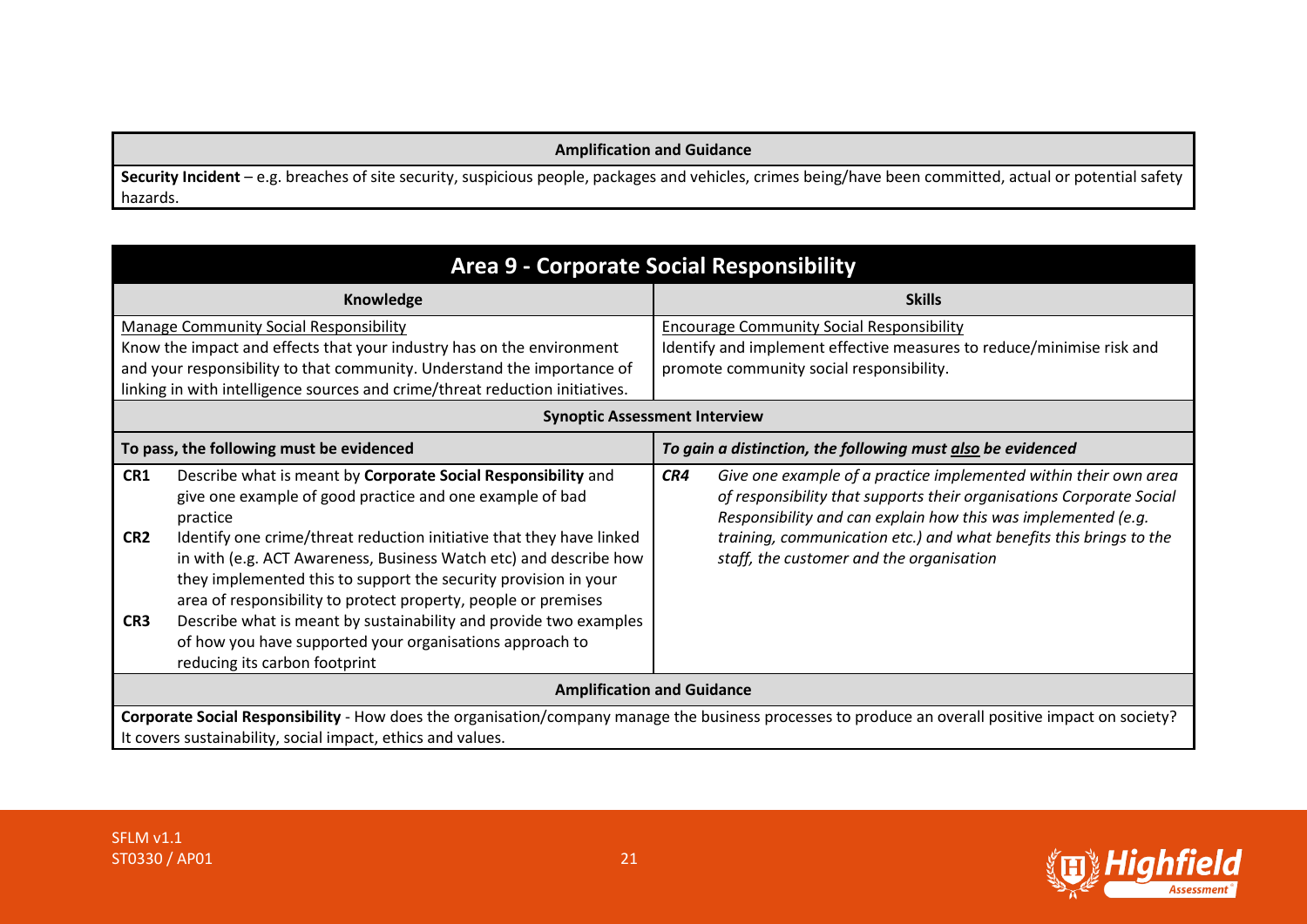| Amplification and Guidance |
|---|
| **Security Incident** – e.g. breaches of site security, suspicious people, packages and vehicles, crimes being/have been committed, actual or potential safety hazards. |

## Area 9 - Corporate Social Responsibility

| Knowledge | Skills |
|---|---|
| Manage Community Social Responsibility<br>Know the impact and effects that your industry has on the environment and your responsibility to that community. Understand the importance of linking in with intelligence sources and crime/threat reduction initiatives. | Encourage Community Social Responsibility<br>Identify and implement effective measures to reduce/minimise risk and promote community social responsibility. |

**Synoptic Assessment Interview**

| To pass, the following must be evidenced | *To gain a distinction, the following must also be evidenced* |
|---|---|
| **CR1** Describe what is meant by **Corporate Social Responsibility** and give one example of good practice and one example of bad practice<br>**CR2** Identify one crime/threat reduction initiative that they have linked in with (e.g. ACT Awareness, Business Watch etc) and describe how they implemented this to support the security provision in your area of responsibility to protect property, people or premises<br>**CR3** Describe what is meant by sustainability and provide two examples of how you have supported your organisations approach to reducing its carbon footprint | ***CR4*** *Give one example of a practice implemented within their own area of responsibility that supports their organisations Corporate Social Responsibility and can explain how this was implemented (e.g. training, communication etc.) and what benefits this brings to the staff, the customer and the organisation* |

| Amplification and Guidance |
|---|
| **Corporate Social Responsibility** - How does the organisation/company manage the business processes to produce an overall positive impact on society? It covers sustainability, social impact, ethics and values. |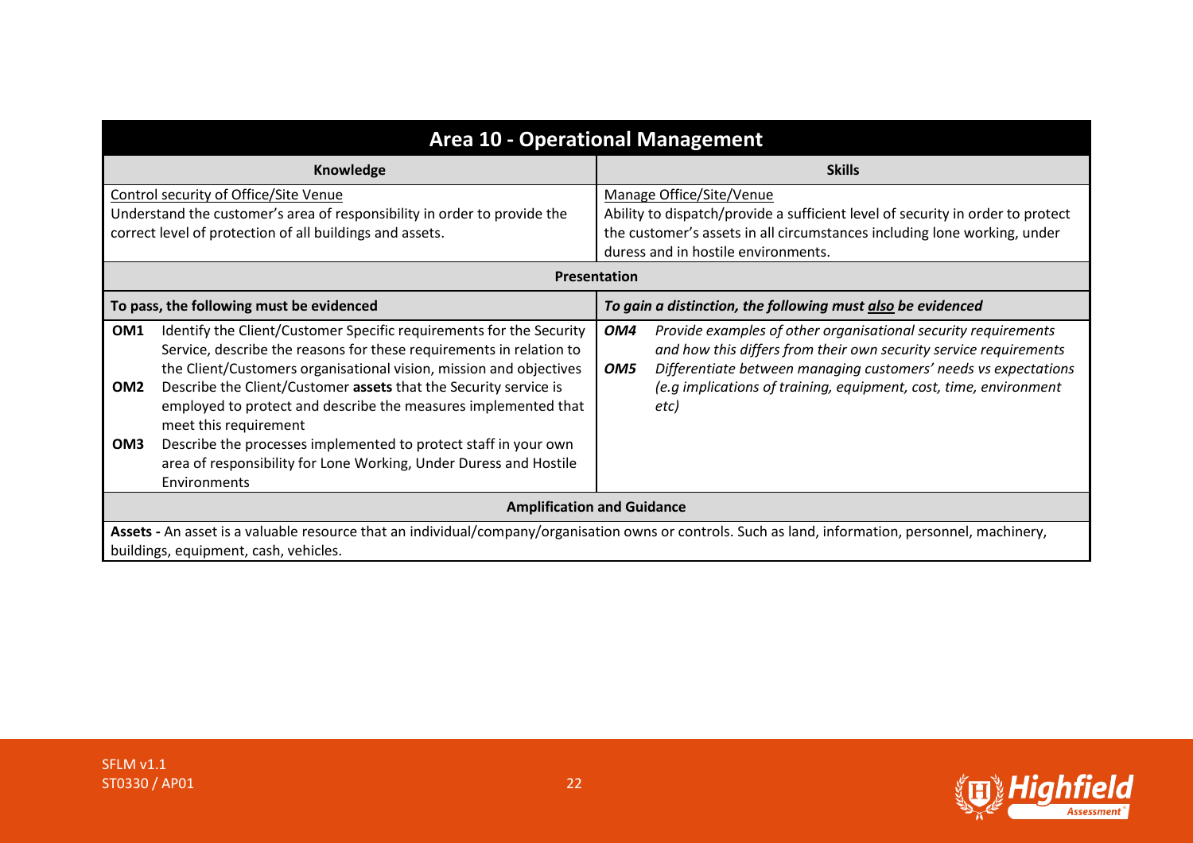## Area 10 - Operational Management

| Knowledge | Skills |
|---|---|
| Control security of Office/Site Venue<br>Understand the customer's area of responsibility in order to provide the correct level of protection of all buildings and assets. | Manage Office/Site/Venue<br>Ability to dispatch/provide a sufficient level of security in order to protect the customer's assets in all circumstances including lone working, under duress and in hostile environments. |

**Presentation**

| To pass, the following must be evidenced | *To gain a distinction, the following must also be evidenced* |
|---|---|
| **OM1** Identify the Client/Customer Specific requirements for the Security Service, describe the reasons for these requirements in relation to the Client/Customers organisational vision, mission and objectives<br>**OM2** Describe the Client/Customer **assets** that the Security service is employed to protect and describe the measures implemented that meet this requirement<br>**OM3** Describe the processes implemented to protect staff in your own area of responsibility for Lone Working, Under Duress and Hostile Environments | ***OM4*** *Provide examples of other organisational security requirements and how this differs from their own security service requirements*<br>***OM5*** *Differentiate between managing customers' needs vs expectations (e.g implications of training, equipment, cost, time, environment etc)* |

**Amplification and Guidance**

**Assets -** An asset is a valuable resource that an individual/company/organisation owns or controls. Such as land, information, personnel, machinery, buildings, equipment, cash, vehicles.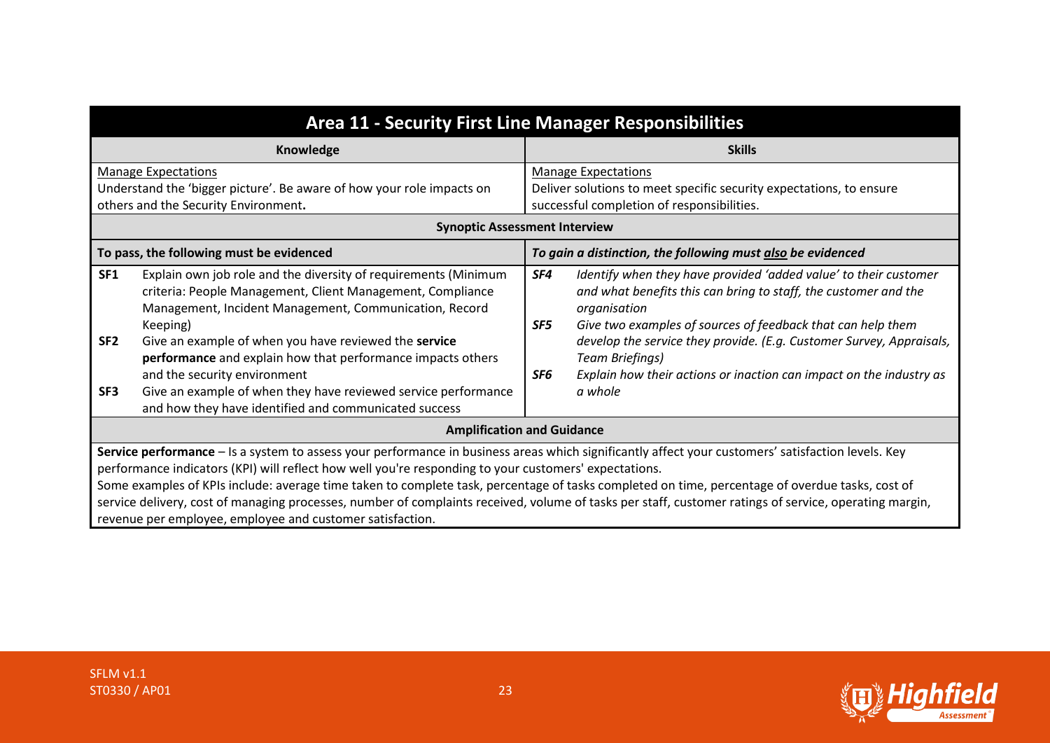## Area 11 - Security First Line Manager Responsibilities

| Knowledge | Skills |
| --- | --- |
| Manage Expectations<br>Understand the 'bigger picture'. Be aware of how your role impacts on others and the Security Environment. | Manage Expectations<br>Deliver solutions to meet specific security expectations, to ensure successful completion of responsibilities. |

**Synoptic Assessment Interview**

| To pass, the following must be evidenced | *To gain a distinction, the following must also be evidenced* |
| --- | --- |
| **SF1** Explain own job role and the diversity of requirements (Minimum criteria: People Management, Client Management, Compliance Management, Incident Management, Communication, Record Keeping)<br>**SF2** Give an example of when you have reviewed the **service performance** and explain how that performance impacts others and the security environment<br>**SF3** Give an example of when they have reviewed service performance and how they have identified and communicated success | ***SF4*** *Identify when they have provided 'added value' to their customer and what benefits this can bring to staff, the customer and the organisation*<br>***SF5*** *Give two examples of sources of feedback that can help them develop the service they provide. (E.g. Customer Survey, Appraisals, Team Briefings)*<br>***SF6*** *Explain how their actions or inaction can impact on the industry as a whole* |

**Amplification and Guidance**

**Service performance** – Is a system to assess your performance in business areas which significantly affect your customers' satisfaction levels. Key performance indicators (KPI) will reflect how well you're responding to your customers' expectations.

Some examples of KPIs include: average time taken to complete task, percentage of tasks completed on time, percentage of overdue tasks, cost of service delivery, cost of managing processes, number of complaints received, volume of tasks per staff, customer ratings of service, operating margin, revenue per employee, employee and customer satisfaction.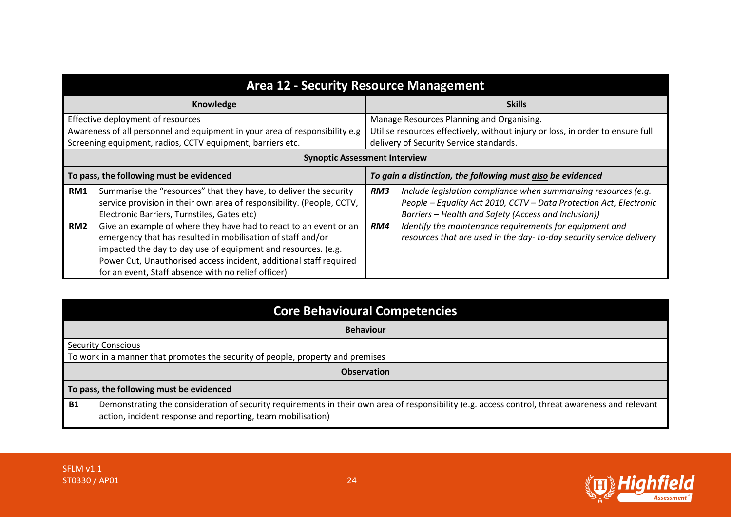## Area 12 - Security Resource Management

| Knowledge | Skills |
|---|---|
| Effective deployment of resources<br>Awareness of all personnel and equipment in your area of responsibility e.g Screening equipment, radios, CCTV equipment, barriers etc. | Manage Resources Planning and Organising.<br>Utilise resources effectively, without injury or loss, in order to ensure full delivery of Security Service standards. |
| **Synoptic Assessment Interview** | |
| **To pass, the following must be evidenced** | ***To gain a distinction, the following must also be evidenced*** |
| **RM1** Summarise the "resources" that they have, to deliver the security service provision in their own area of responsibility. (People, CCTV, Electronic Barriers, Turnstiles, Gates etc)<br>**RM2** Give an example of where they have had to react to an event or an emergency that has resulted in mobilisation of staff and/or impacted the day to day use of equipment and resources. (e.g. Power Cut, Unauthorised access incident, additional staff required for an event, Staff absence with no relief officer) | ***RM3*** *Include legislation compliance when summarising resources (e.g. People – Equality Act 2010, CCTV – Data Protection Act, Electronic Barriers – Health and Safety (Access and Inclusion))*<br>***RM4*** *Identify the maintenance requirements for equipment and resources that are used in the day- to-day security service delivery* |

## Core Behavioural Competencies

| Behaviour |
|---|
| Security Conscious<br>To work in a manner that promotes the security of people, property and premises |
| **Observation** |
| **To pass, the following must be evidenced** |
| **B1** Demonstrating the consideration of security requirements in their own area of responsibility (e.g. access control, threat awareness and relevant action, incident response and reporting, team mobilisation) |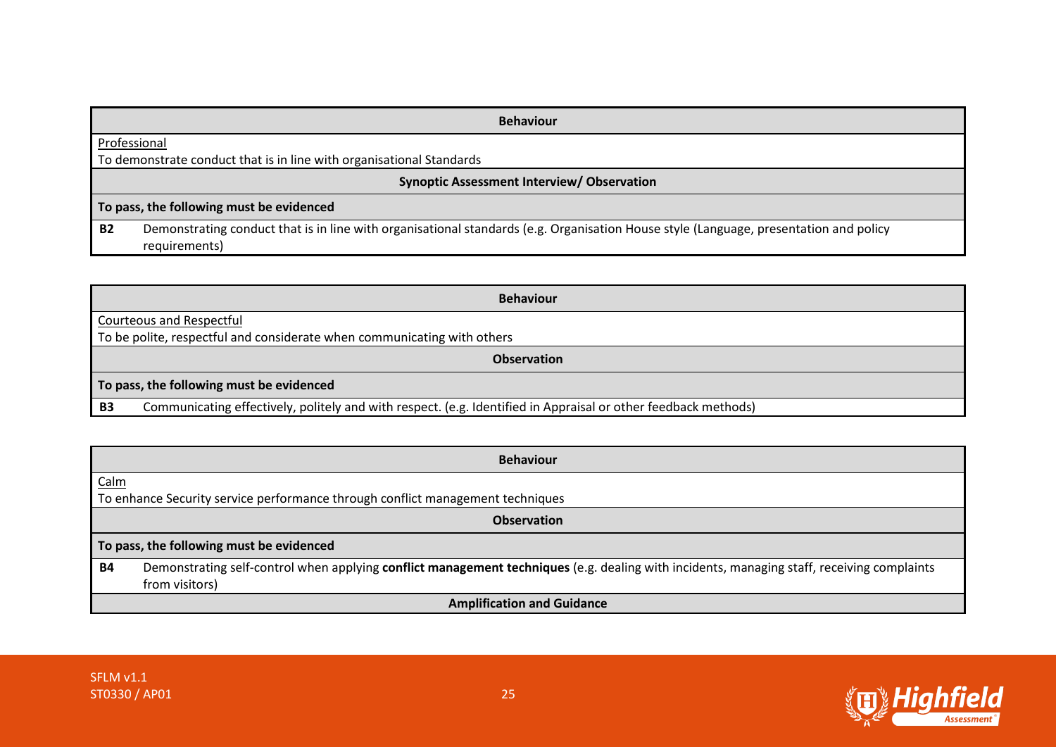| Behaviour | |
|---|---|
| Professional<br>To demonstrate conduct that is in line with organisational Standards | |
| **Synoptic Assessment Interview/ Observation** | |
| **To pass, the following must be evidenced** | |
| **B2** | Demonstrating conduct that is in line with organisational standards (e.g. Organisation House style (Language, presentation and policy requirements) |

| Behaviour | |
|---|---|
| Courteous and Respectful<br>To be polite, respectful and considerate when communicating with others | |
| **Observation** | |
| **To pass, the following must be evidenced** | |
| **B3** | Communicating effectively, politely and with respect. (e.g. Identified in Appraisal or other feedback methods) |

| Behaviour | |
|---|---|
| Calm<br>To enhance Security service performance through conflict management techniques | |
| **Observation** | |
| **To pass, the following must be evidenced** | |
| **B4** | Demonstrating self-control when applying **conflict management techniques** (e.g. dealing with incidents, managing staff, receiving complaints from visitors) |
| **Amplification and Guidance** | |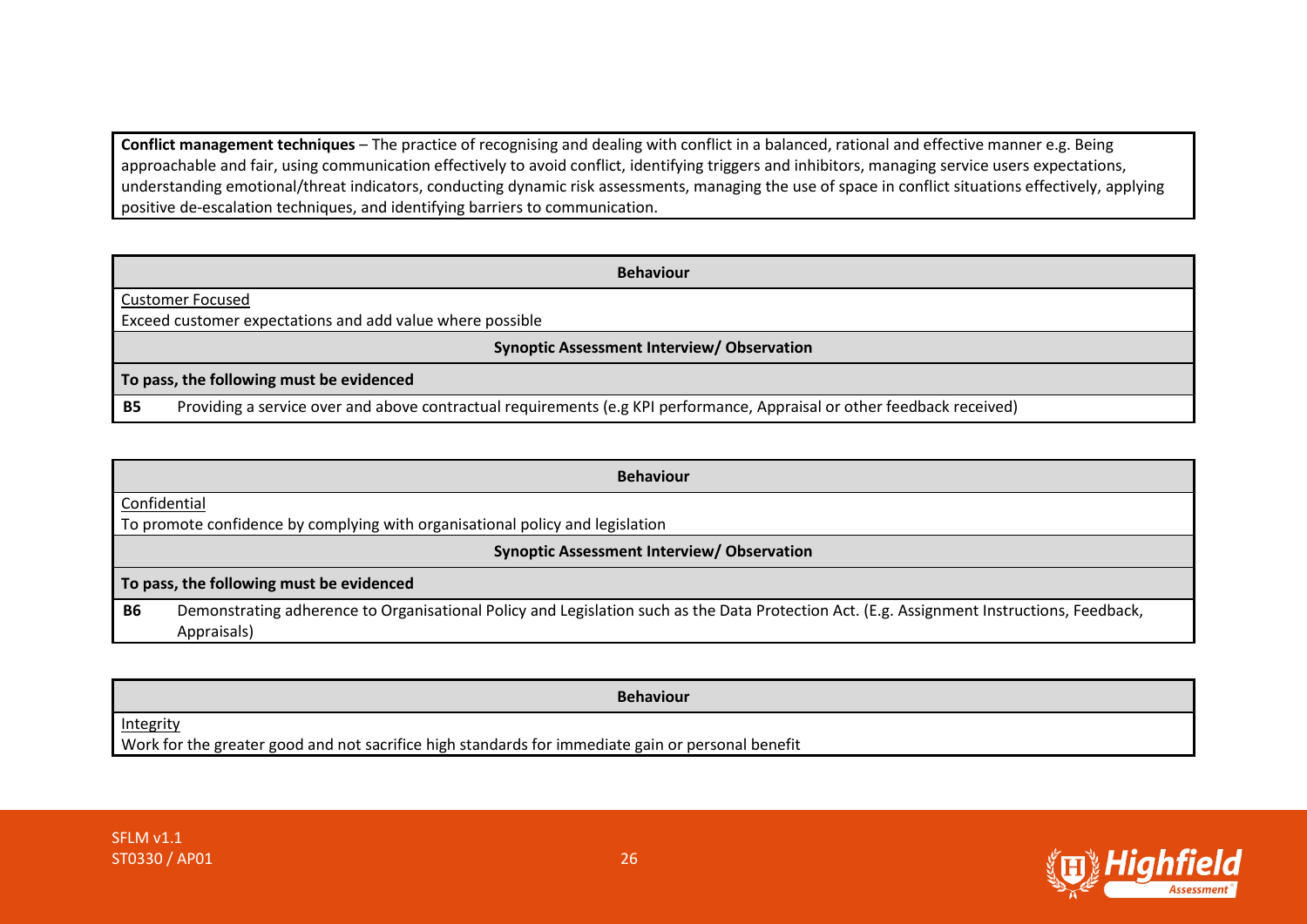**Conflict management techniques** – The practice of recognising and dealing with conflict in a balanced, rational and effective manner e.g. Being approachable and fair, using communication effectively to avoid conflict, identifying triggers and inhibitors, managing service users expectations, understanding emotional/threat indicators, conducting dynamic risk assessments, managing the use of space in conflict situations effectively, applying positive de-escalation techniques, and identifying barriers to communication.

| **Behaviour** | |
|---|---|
| Customer Focused<br>Exceed customer expectations and add value where possible | |
| **Synoptic Assessment Interview/ Observation** | |
| **To pass, the following must be evidenced** | |
| **B5** | Providing a service over and above contractual requirements (e.g KPI performance, Appraisal or other feedback received) |

| **Behaviour** | |
|---|---|
| Confidential<br>To promote confidence by complying with organisational policy and legislation | |
| **Synoptic Assessment Interview/ Observation** | |
| **To pass, the following must be evidenced** | |
| **B6** | Demonstrating adherence to Organisational Policy and Legislation such as the Data Protection Act. (E.g. Assignment Instructions, Feedback, Appraisals) |

| **Behaviour** |
|---|
| Integrity<br>Work for the greater good and not sacrifice high standards for immediate gain or personal benefit |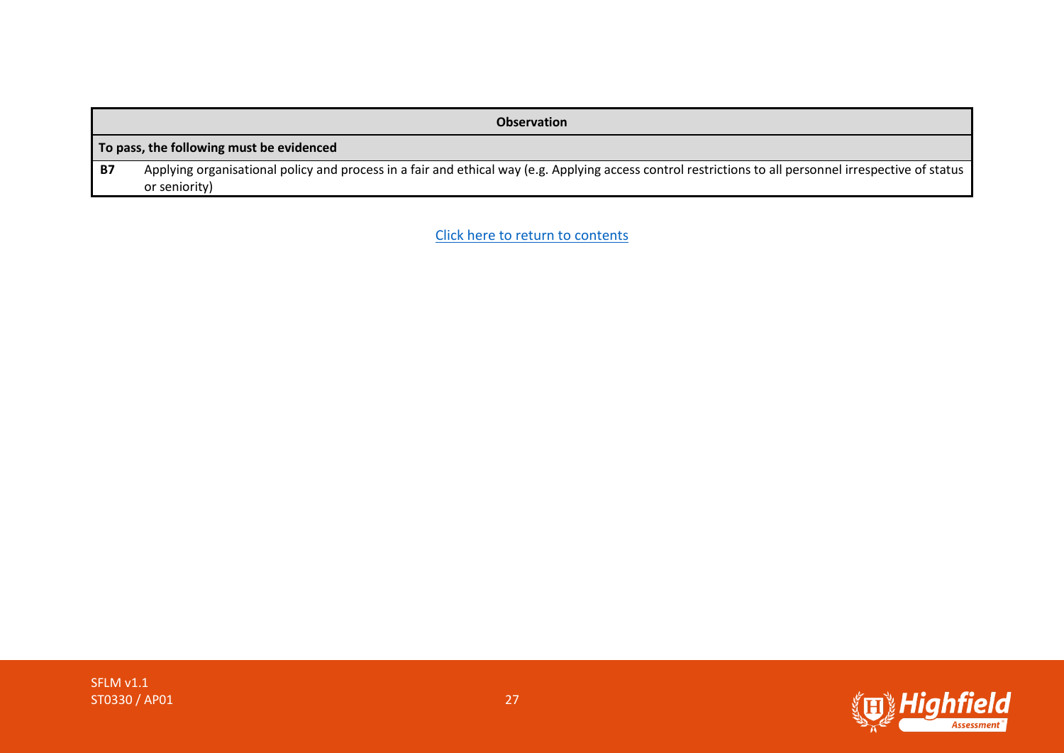| Observation | |
|---|---|
| **To pass, the following must be evidenced** | |
| **B7** | Applying organisational policy and process in a fair and ethical way (e.g. Applying access control restrictions to all personnel irrespective of status or seniority) |

Click here to return to contents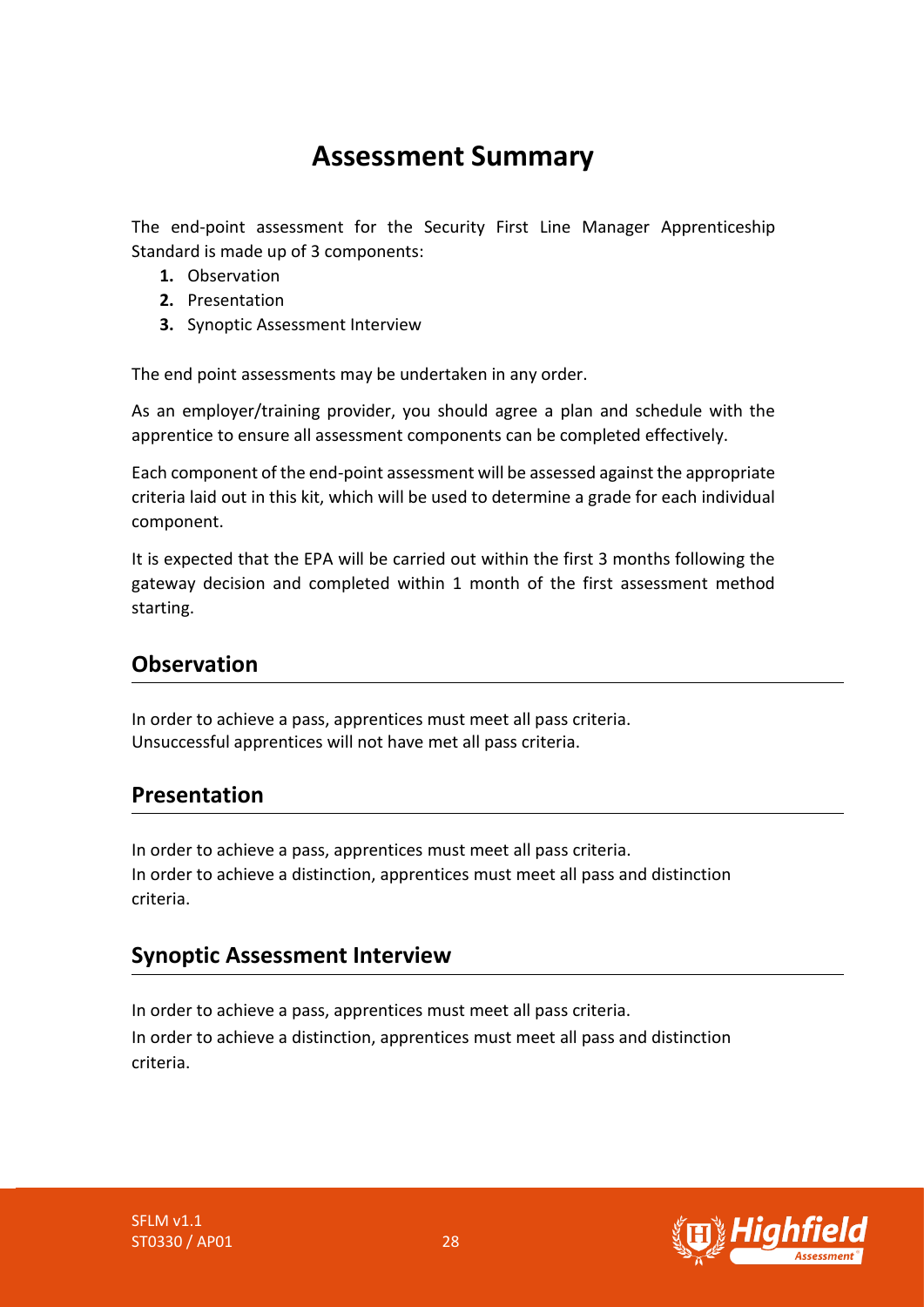# Assessment Summary

The end-point assessment for the Security First Line Manager Apprenticeship Standard is made up of 3 components:

1. Observation
2. Presentation
3. Synoptic Assessment Interview

The end point assessments may be undertaken in any order.

As an employer/training provider, you should agree a plan and schedule with the apprentice to ensure all assessment components can be completed effectively.

Each component of the end-point assessment will be assessed against the appropriate criteria laid out in this kit, which will be used to determine a grade for each individual component.

It is expected that the EPA will be carried out within the first 3 months following the gateway decision and completed within 1 month of the first assessment method starting.

## Observation

In order to achieve a pass, apprentices must meet all pass criteria.
Unsuccessful apprentices will not have met all pass criteria.

## Presentation

In order to achieve a pass, apprentices must meet all pass criteria.
In order to achieve a distinction, apprentices must meet all pass and distinction criteria.

## Synoptic Assessment Interview

In order to achieve a pass, apprentices must meet all pass criteria.

In order to achieve a distinction, apprentices must meet all pass and distinction criteria.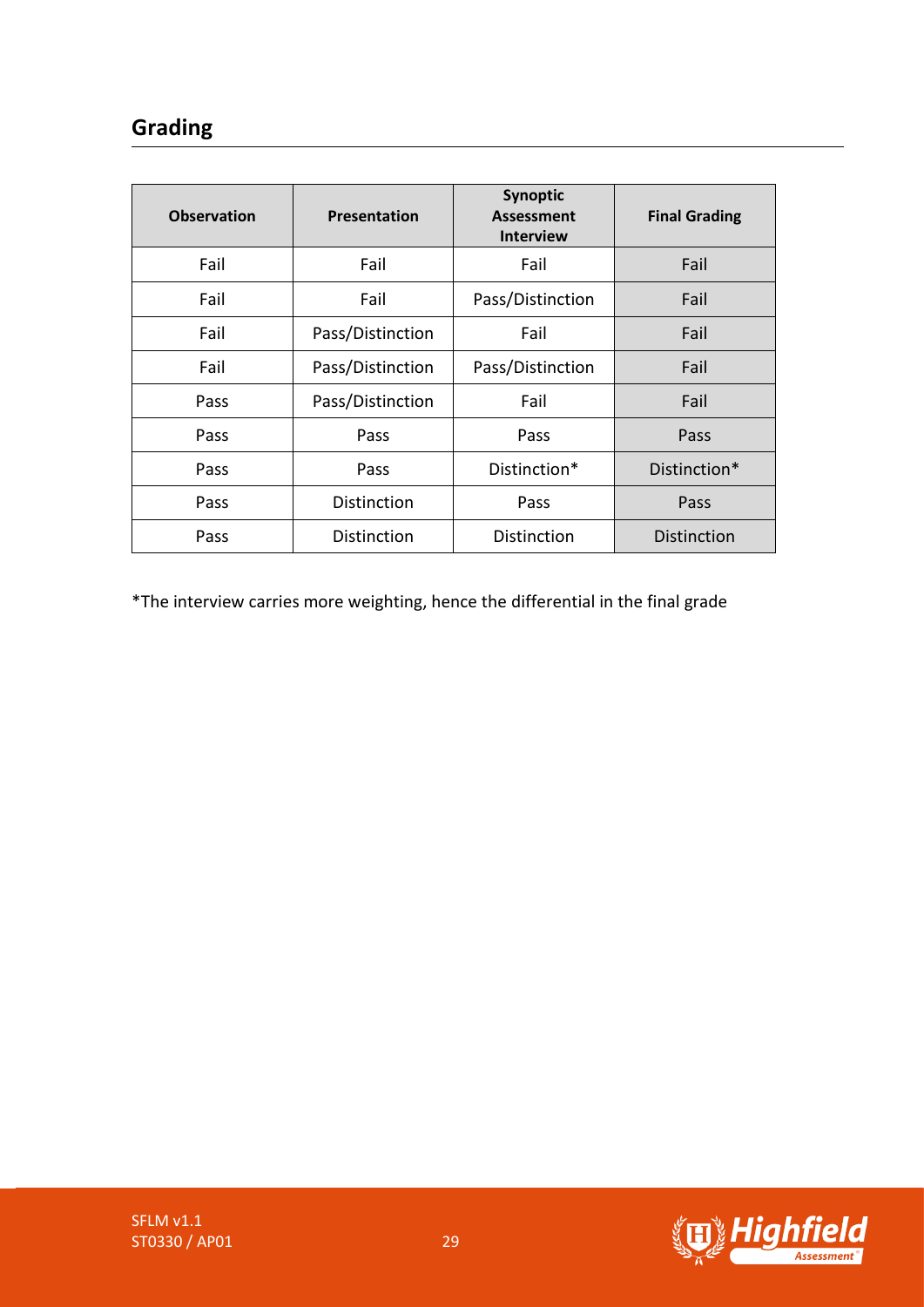## Grading

| Observation | Presentation | Synoptic Assessment Interview | Final Grading |
| --- | --- | --- | --- |
| Fail | Fail | Fail | Fail |
| Fail | Fail | Pass/Distinction | Fail |
| Fail | Pass/Distinction | Fail | Fail |
| Fail | Pass/Distinction | Pass/Distinction | Fail |
| Pass | Pass/Distinction | Fail | Fail |
| Pass | Pass | Pass | Pass |
| Pass | Pass | Distinction* | Distinction* |
| Pass | Distinction | Pass | Pass |
| Pass | Distinction | Distinction | Distinction |

*The interview carries more weighting, hence the differential in the final grade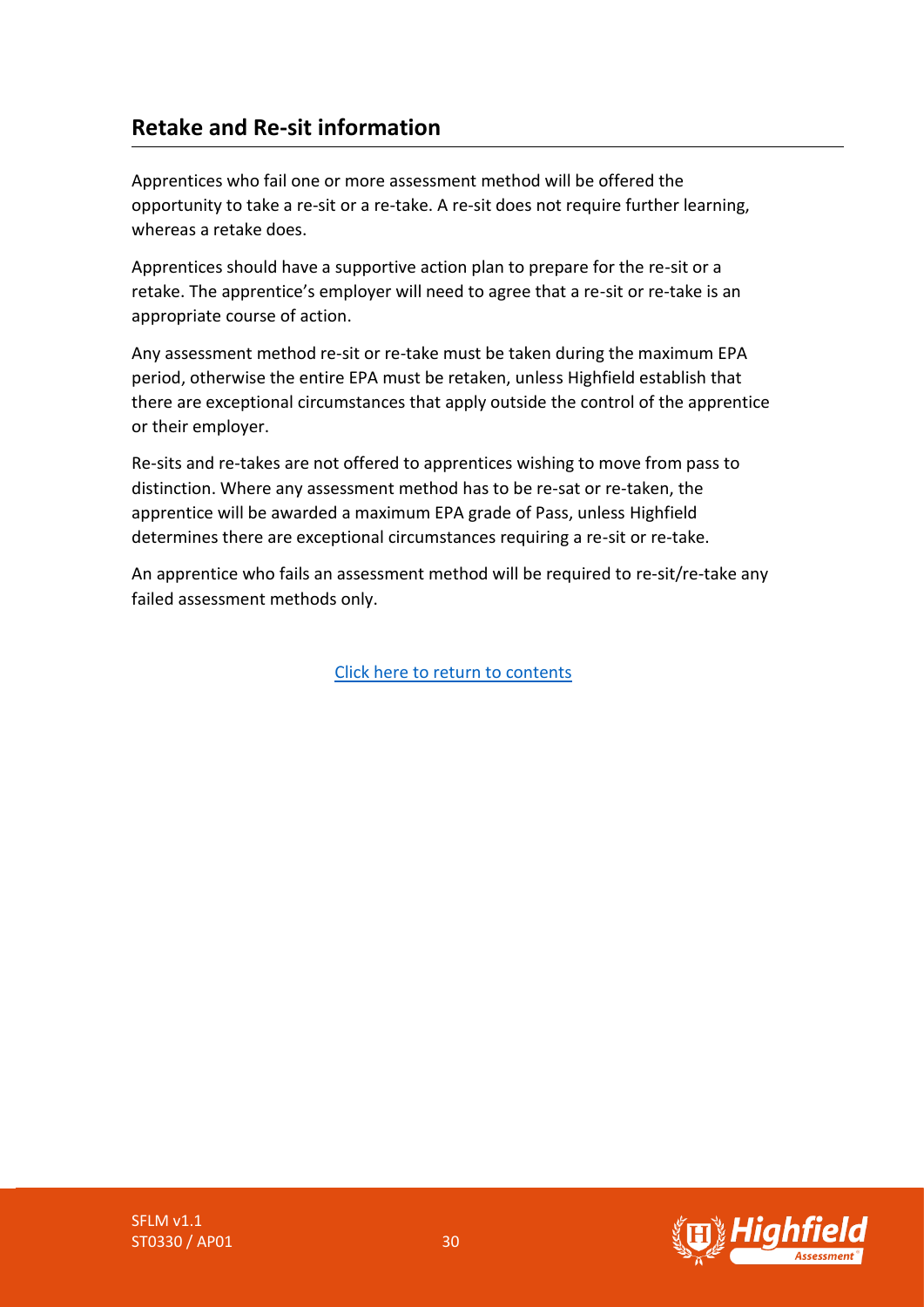## Retake and Re-sit information

Apprentices who fail one or more assessment method will be offered the opportunity to take a re-sit or a re-take. A re-sit does not require further learning, whereas a retake does.

Apprentices should have a supportive action plan to prepare for the re-sit or a retake. The apprentice's employer will need to agree that a re-sit or re-take is an appropriate course of action.

Any assessment method re-sit or re-take must be taken during the maximum EPA period, otherwise the entire EPA must be retaken, unless Highfield establish that there are exceptional circumstances that apply outside the control of the apprentice or their employer.

Re-sits and re-takes are not offered to apprentices wishing to move from pass to distinction. Where any assessment method has to be re-sat or re-taken, the apprentice will be awarded a maximum EPA grade of Pass, unless Highfield determines there are exceptional circumstances requiring a re-sit or re-take.

An apprentice who fails an assessment method will be required to re-sit/re-take any failed assessment methods only.

Click here to return to contents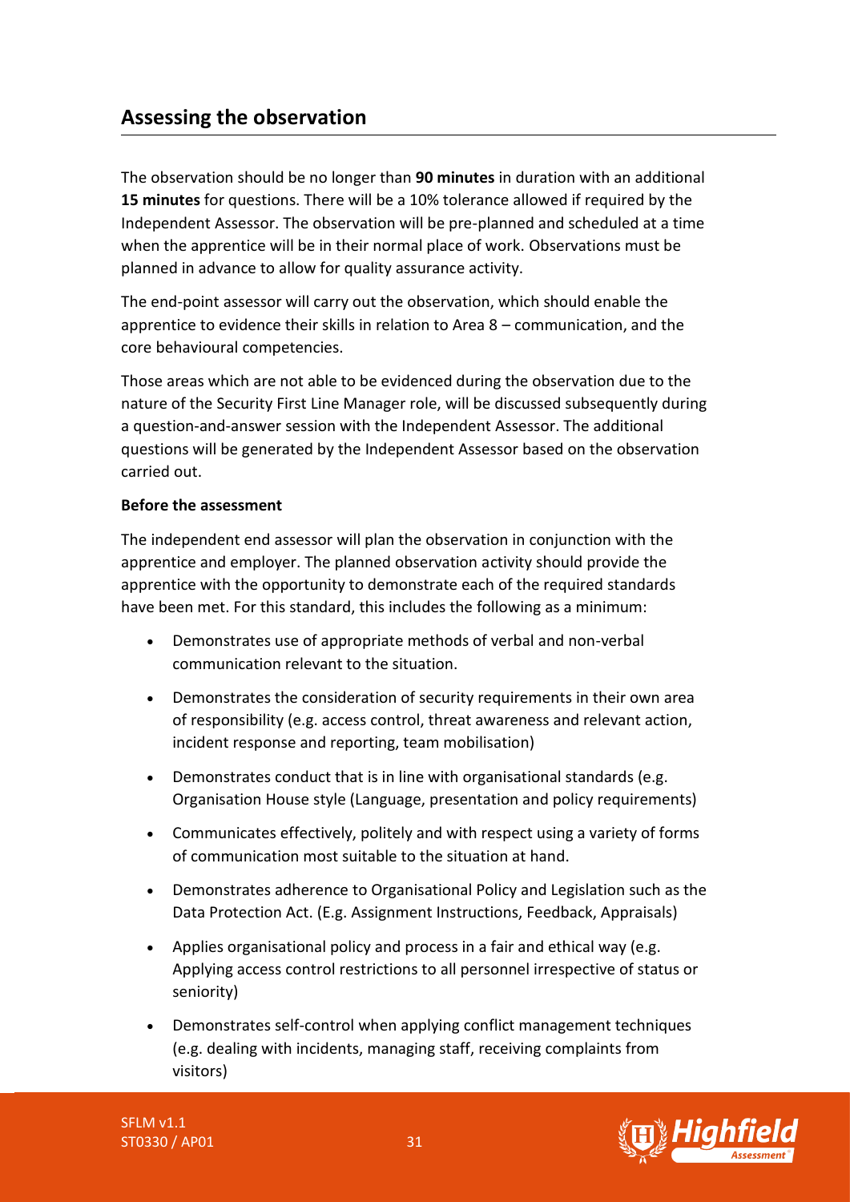## Assessing the observation

The observation should be no longer than **90 minutes** in duration with an additional **15 minutes** for questions. There will be a 10% tolerance allowed if required by the Independent Assessor. The observation will be pre-planned and scheduled at a time when the apprentice will be in their normal place of work. Observations must be planned in advance to allow for quality assurance activity.

The end-point assessor will carry out the observation, which should enable the apprentice to evidence their skills in relation to Area 8 – communication, and the core behavioural competencies.

Those areas which are not able to be evidenced during the observation due to the nature of the Security First Line Manager role, will be discussed subsequently during a question-and-answer session with the Independent Assessor. The additional questions will be generated by the Independent Assessor based on the observation carried out.

**Before the assessment**

The independent end assessor will plan the observation in conjunction with the apprentice and employer. The planned observation activity should provide the apprentice with the opportunity to demonstrate each of the required standards have been met. For this standard, this includes the following as a minimum:

- Demonstrates use of appropriate methods of verbal and non-verbal communication relevant to the situation.
- Demonstrates the consideration of security requirements in their own area of responsibility (e.g. access control, threat awareness and relevant action, incident response and reporting, team mobilisation)
- Demonstrates conduct that is in line with organisational standards (e.g. Organisation House style (Language, presentation and policy requirements)
- Communicates effectively, politely and with respect using a variety of forms of communication most suitable to the situation at hand.
- Demonstrates adherence to Organisational Policy and Legislation such as the Data Protection Act. (E.g. Assignment Instructions, Feedback, Appraisals)
- Applies organisational policy and process in a fair and ethical way (e.g. Applying access control restrictions to all personnel irrespective of status or seniority)
- Demonstrates self-control when applying conflict management techniques (e.g. dealing with incidents, managing staff, receiving complaints from visitors)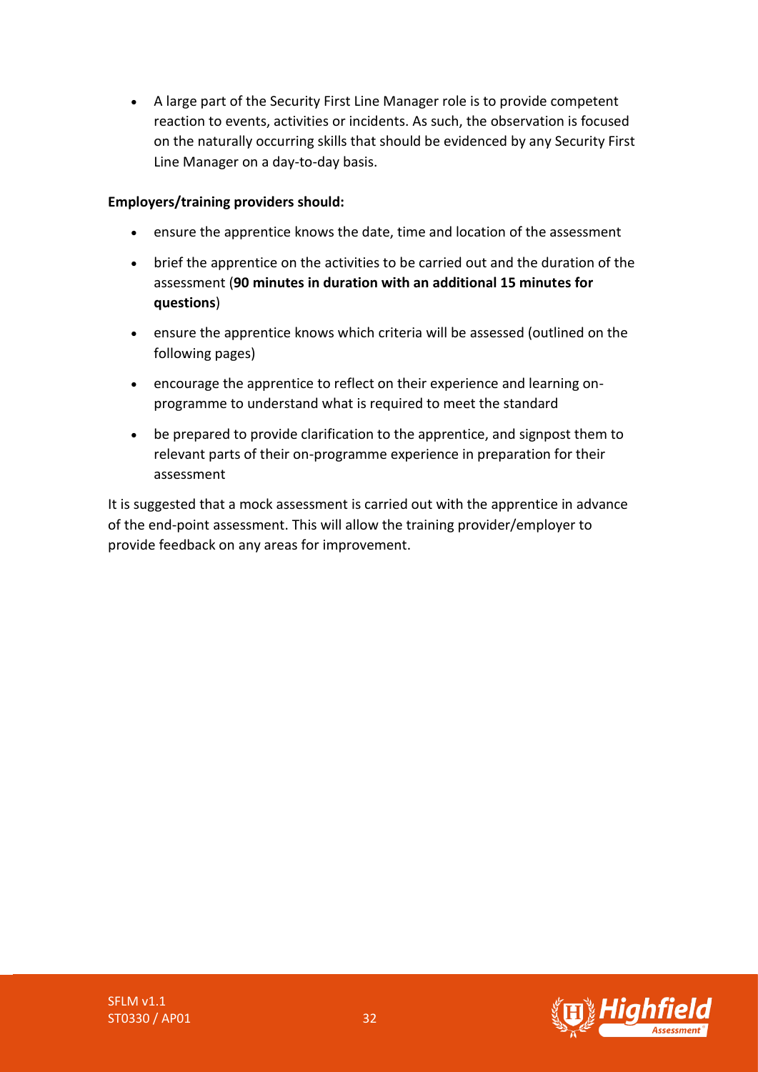- A large part of the Security First Line Manager role is to provide competent reaction to events, activities or incidents. As such, the observation is focused on the naturally occurring skills that should be evidenced by any Security First Line Manager on a day-to-day basis.

**Employers/training providers should:**

- ensure the apprentice knows the date, time and location of the assessment
- brief the apprentice on the activities to be carried out and the duration of the assessment (**90 minutes in duration with an additional 15 minutes for questions**)
- ensure the apprentice knows which criteria will be assessed (outlined on the following pages)
- encourage the apprentice to reflect on their experience and learning on-programme to understand what is required to meet the standard
- be prepared to provide clarification to the apprentice, and signpost them to relevant parts of their on-programme experience in preparation for their assessment

It is suggested that a mock assessment is carried out with the apprentice in advance of the end-point assessment. This will allow the training provider/employer to provide feedback on any areas for improvement.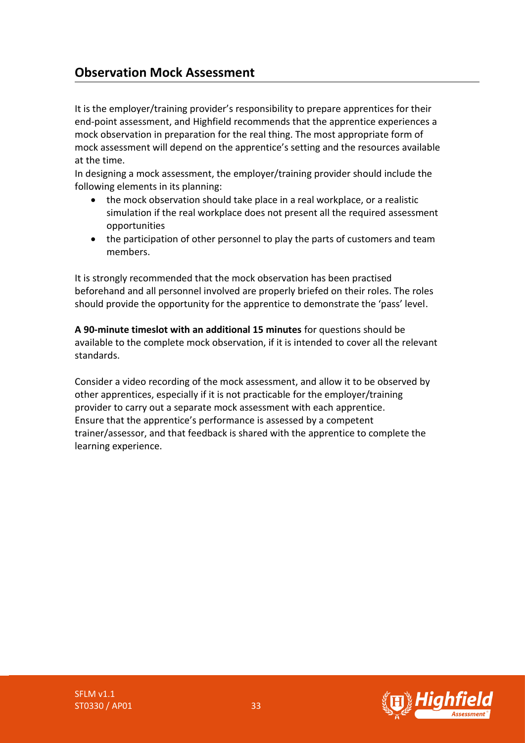## Observation Mock Assessment

It is the employer/training provider's responsibility to prepare apprentices for their end-point assessment, and Highfield recommends that the apprentice experiences a mock observation in preparation for the real thing. The most appropriate form of mock assessment will depend on the apprentice's setting and the resources available at the time.

In designing a mock assessment, the employer/training provider should include the following elements in its planning:

- the mock observation should take place in a real workplace, or a realistic simulation if the real workplace does not present all the required assessment opportunities
- the participation of other personnel to play the parts of customers and team members.

It is strongly recommended that the mock observation has been practised beforehand and all personnel involved are properly briefed on their roles. The roles should provide the opportunity for the apprentice to demonstrate the 'pass' level.

**A 90-minute timeslot with an additional 15 minutes** for questions should be available to the complete mock observation, if it is intended to cover all the relevant standards.

Consider a video recording of the mock assessment, and allow it to be observed by other apprentices, especially if it is not practicable for the employer/training provider to carry out a separate mock assessment with each apprentice.
Ensure that the apprentice's performance is assessed by a competent trainer/assessor, and that feedback is shared with the apprentice to complete the learning experience.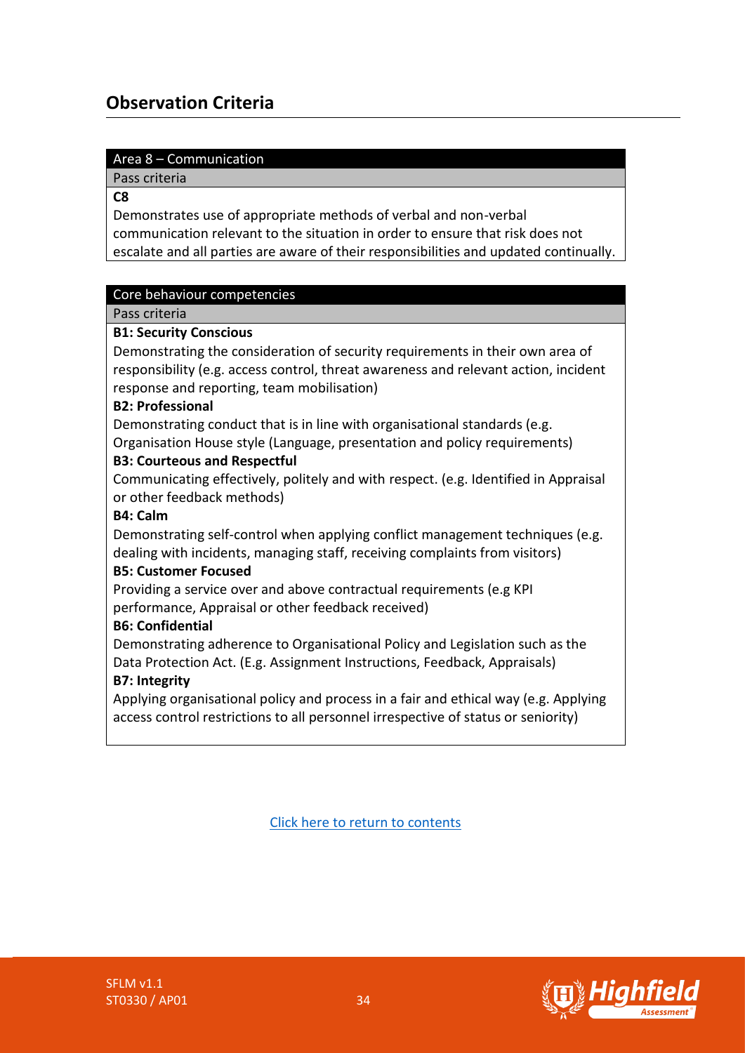## Observation Criteria

| Area 8 – Communication |
| --- |
| Pass criteria |
| **C8**<br>Demonstrates use of appropriate methods of verbal and non-verbal communication relevant to the situation in order to ensure that risk does not escalate and all parties are aware of their responsibilities and updated continually. |

| Core behaviour competencies |
| --- |
| Pass criteria |
| **B1: Security Conscious**<br>Demonstrating the consideration of security requirements in their own area of responsibility (e.g. access control, threat awareness and relevant action, incident response and reporting, team mobilisation)<br>**B2: Professional**<br>Demonstrating conduct that is in line with organisational standards (e.g. Organisation House style (Language, presentation and policy requirements)<br>**B3: Courteous and Respectful**<br>Communicating effectively, politely and with respect. (e.g. Identified in Appraisal or other feedback methods)<br>**B4: Calm**<br>Demonstrating self-control when applying conflict management techniques (e.g. dealing with incidents, managing staff, receiving complaints from visitors)<br>**B5: Customer Focused**<br>Providing a service over and above contractual requirements (e.g KPI performance, Appraisal or other feedback received)<br>**B6: Confidential**<br>Demonstrating adherence to Organisational Policy and Legislation such as the Data Protection Act. (E.g. Assignment Instructions, Feedback, Appraisals)<br>**B7: Integrity**<br>Applying organisational policy and process in a fair and ethical way (e.g. Applying access control restrictions to all personnel irrespective of status or seniority) |

Click here to return to contents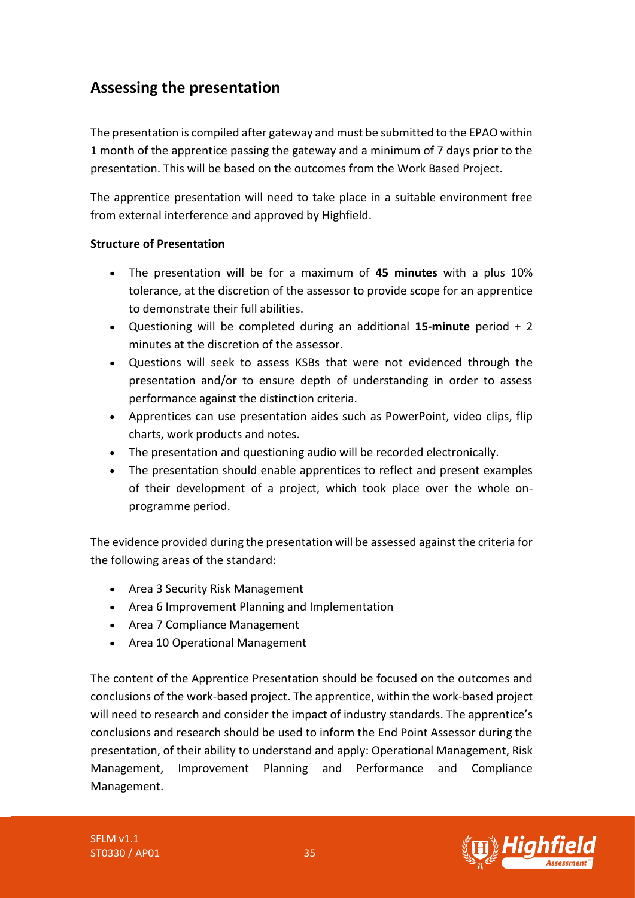## Assessing the presentation

The presentation is compiled after gateway and must be submitted to the EPAO within 1 month of the apprentice passing the gateway and a minimum of 7 days prior to the presentation. This will be based on the outcomes from the Work Based Project.

The apprentice presentation will need to take place in a suitable environment free from external interference and approved by Highfield.

**Structure of Presentation**

- The presentation will be for a maximum of **45 minutes** with a plus 10% tolerance, at the discretion of the assessor to provide scope for an apprentice to demonstrate their full abilities.
- Questioning will be completed during an additional **15-minute** period + 2 minutes at the discretion of the assessor.
- Questions will seek to assess KSBs that were not evidenced through the presentation and/or to ensure depth of understanding in order to assess performance against the distinction criteria.
- Apprentices can use presentation aides such as PowerPoint, video clips, flip charts, work products and notes.
- The presentation and questioning audio will be recorded electronically.
- The presentation should enable apprentices to reflect and present examples of their development of a project, which took place over the whole on-programme period.

The evidence provided during the presentation will be assessed against the criteria for the following areas of the standard:

- Area 3 Security Risk Management
- Area 6 Improvement Planning and Implementation
- Area 7 Compliance Management
- Area 10 Operational Management

The content of the Apprentice Presentation should be focused on the outcomes and conclusions of the work-based project. The apprentice, within the work-based project will need to research and consider the impact of industry standards. The apprentice's conclusions and research should be used to inform the End Point Assessor during the presentation, of their ability to understand and apply: Operational Management, Risk Management, Improvement Planning and Performance and Compliance Management.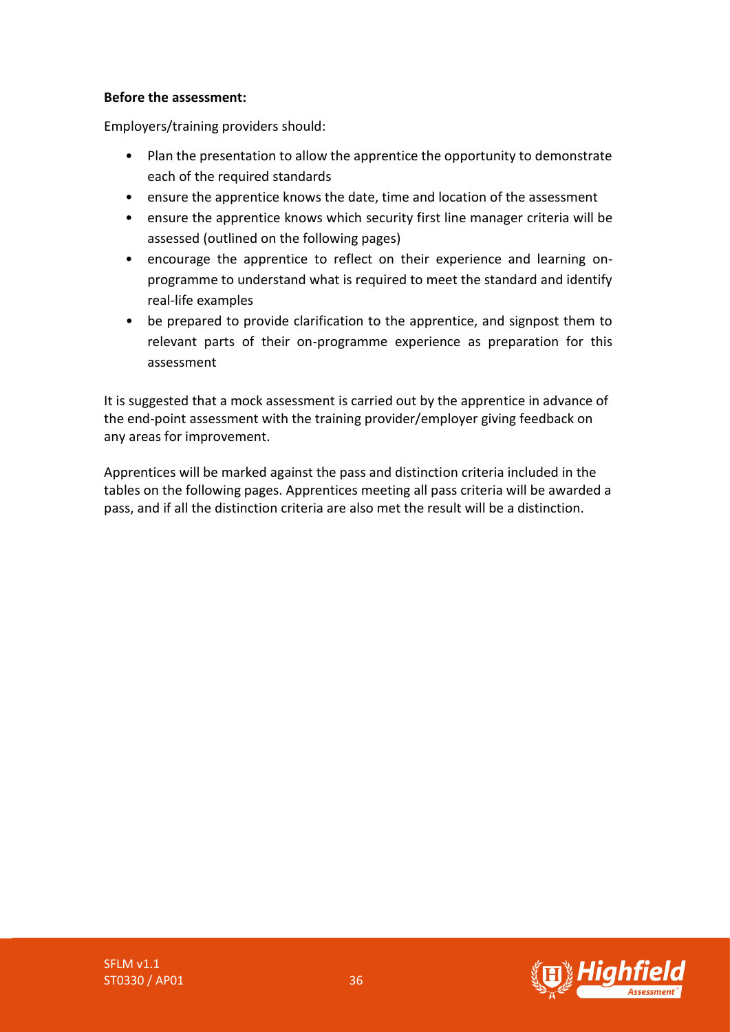**Before the assessment:**

Employers/training providers should:

- Plan the presentation to allow the apprentice the opportunity to demonstrate each of the required standards
- ensure the apprentice knows the date, time and location of the assessment
- ensure the apprentice knows which security first line manager criteria will be assessed (outlined on the following pages)
- encourage the apprentice to reflect on their experience and learning on-programme to understand what is required to meet the standard and identify real-life examples
- be prepared to provide clarification to the apprentice, and signpost them to relevant parts of their on-programme experience as preparation for this assessment

It is suggested that a mock assessment is carried out by the apprentice in advance of the end-point assessment with the training provider/employer giving feedback on any areas for improvement.

Apprentices will be marked against the pass and distinction criteria included in the tables on the following pages. Apprentices meeting all pass criteria will be awarded a pass, and if all the distinction criteria are also met the result will be a distinction.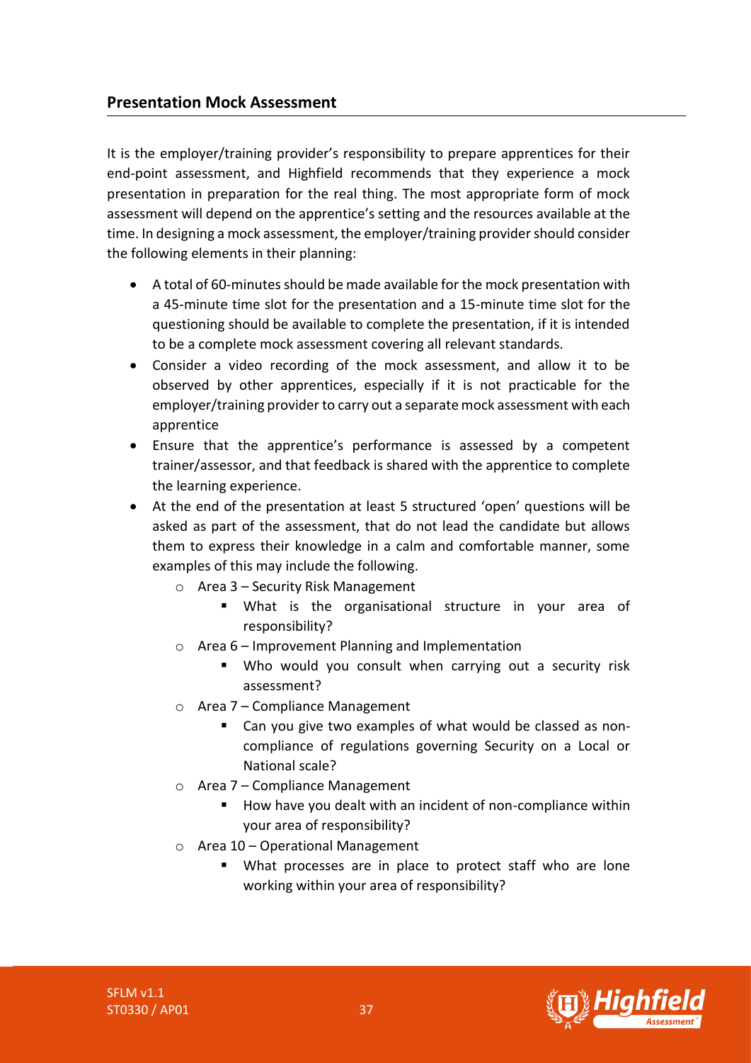## Presentation Mock Assessment

It is the employer/training provider's responsibility to prepare apprentices for their end-point assessment, and Highfield recommends that they experience a mock presentation in preparation for the real thing. The most appropriate form of mock assessment will depend on the apprentice's setting and the resources available at the time. In designing a mock assessment, the employer/training provider should consider the following elements in their planning:

- A total of 60-minutes should be made available for the mock presentation with a 45-minute time slot for the presentation and a 15-minute time slot for the questioning should be available to complete the presentation, if it is intended to be a complete mock assessment covering all relevant standards.
- Consider a video recording of the mock assessment, and allow it to be observed by other apprentices, especially if it is not practicable for the employer/training provider to carry out a separate mock assessment with each apprentice
- Ensure that the apprentice's performance is assessed by a competent trainer/assessor, and that feedback is shared with the apprentice to complete the learning experience.
- At the end of the presentation at least 5 structured 'open' questions will be asked as part of the assessment, that do not lead the candidate but allows them to express their knowledge in a calm and comfortable manner, some examples of this may include the following.
  - Area 3 – Security Risk Management
    - What is the organisational structure in your area of responsibility?
  - Area 6 – Improvement Planning and Implementation
    - Who would you consult when carrying out a security risk assessment?
  - Area 7 – Compliance Management
    - Can you give two examples of what would be classed as non-compliance of regulations governing Security on a Local or National scale?
  - Area 7 – Compliance Management
    - How have you dealt with an incident of non-compliance within your area of responsibility?
  - Area 10 – Operational Management
    - What processes are in place to protect staff who are lone working within your area of responsibility?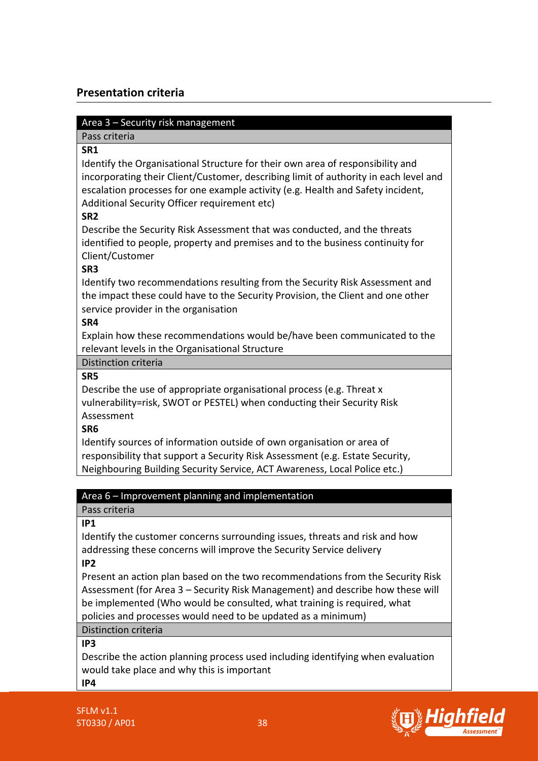## Presentation criteria

| Area 3 – Security risk management |
|---|
| Pass criteria |
| **SR1**<br>Identify the Organisational Structure for their own area of responsibility and incorporating their Client/Customer, describing limit of authority in each level and escalation processes for one example activity (e.g. Health and Safety incident, Additional Security Officer requirement etc)<br>**SR2**<br>Describe the Security Risk Assessment that was conducted, and the threats identified to people, property and premises and to the business continuity for Client/Customer<br>**SR3**<br>Identify two recommendations resulting from the Security Risk Assessment and the impact these could have to the Security Provision, the Client and one other service provider in the organisation<br>**SR4**<br>Explain how these recommendations would be/have been communicated to the relevant levels in the Organisational Structure |
| Distinction criteria |
| **SR5**<br>Describe the use of appropriate organisational process (e.g. Threat x vulnerability=risk, SWOT or PESTEL) when conducting their Security Risk Assessment<br>**SR6**<br>Identify sources of information outside of own organisation or area of responsibility that support a Security Risk Assessment (e.g. Estate Security, Neighbouring Building Security Service, ACT Awareness, Local Police etc.) |

| Area 6 – Improvement planning and implementation |
|---|
| Pass criteria |
| **IP1**<br>Identify the customer concerns surrounding issues, threats and risk and how addressing these concerns will improve the Security Service delivery<br>**IP2**<br>Present an action plan based on the two recommendations from the Security Risk Assessment (for Area 3 – Security Risk Management) and describe how these will be implemented (Who would be consulted, what training is required, what policies and processes would need to be updated as a minimum) |
| Distinction criteria |
| **IP3**<br>Describe the action planning process used including identifying when evaluation would take place and why this is important<br>**IP4** |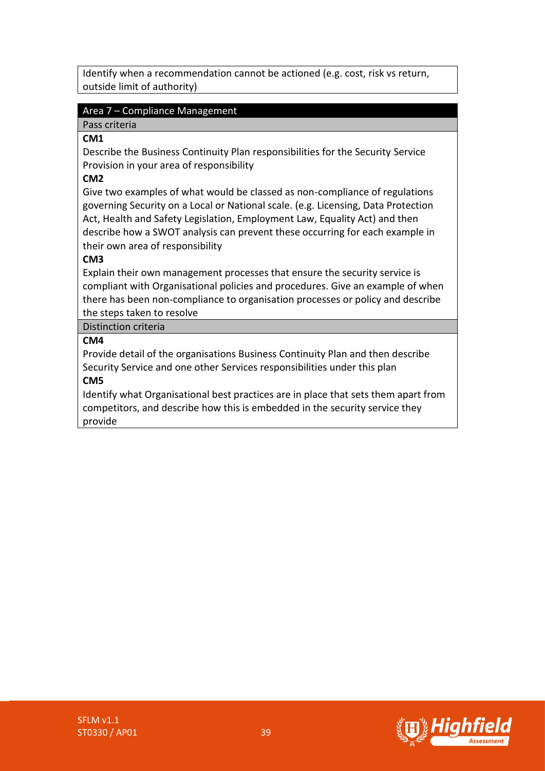| Identify when a recommendation cannot be actioned (e.g. cost, risk vs return, outside limit of authority) |
| --- |

| Area 7 – Compliance Management |
| --- |
| Pass criteria |
| **CM1**<br>Describe the Business Continuity Plan responsibilities for the Security Service Provision in your area of responsibility<br>**CM2**<br>Give two examples of what would be classed as non-compliance of regulations governing Security on a Local or National scale. (e.g. Licensing, Data Protection Act, Health and Safety Legislation, Employment Law, Equality Act) and then describe how a SWOT analysis can prevent these occurring for each example in their own area of responsibility<br>**CM3**<br>Explain their own management processes that ensure the security service is compliant with Organisational policies and procedures. Give an example of when there has been non-compliance to organisation processes or policy and describe the steps taken to resolve |
| Distinction criteria |
| **CM4**<br>Provide detail of the organisations Business Continuity Plan and then describe Security Service and one other Services responsibilities under this plan<br>**CM5**<br>Identify what Organisational best practices are in place that sets them apart from competitors, and describe how this is embedded in the security service they provide |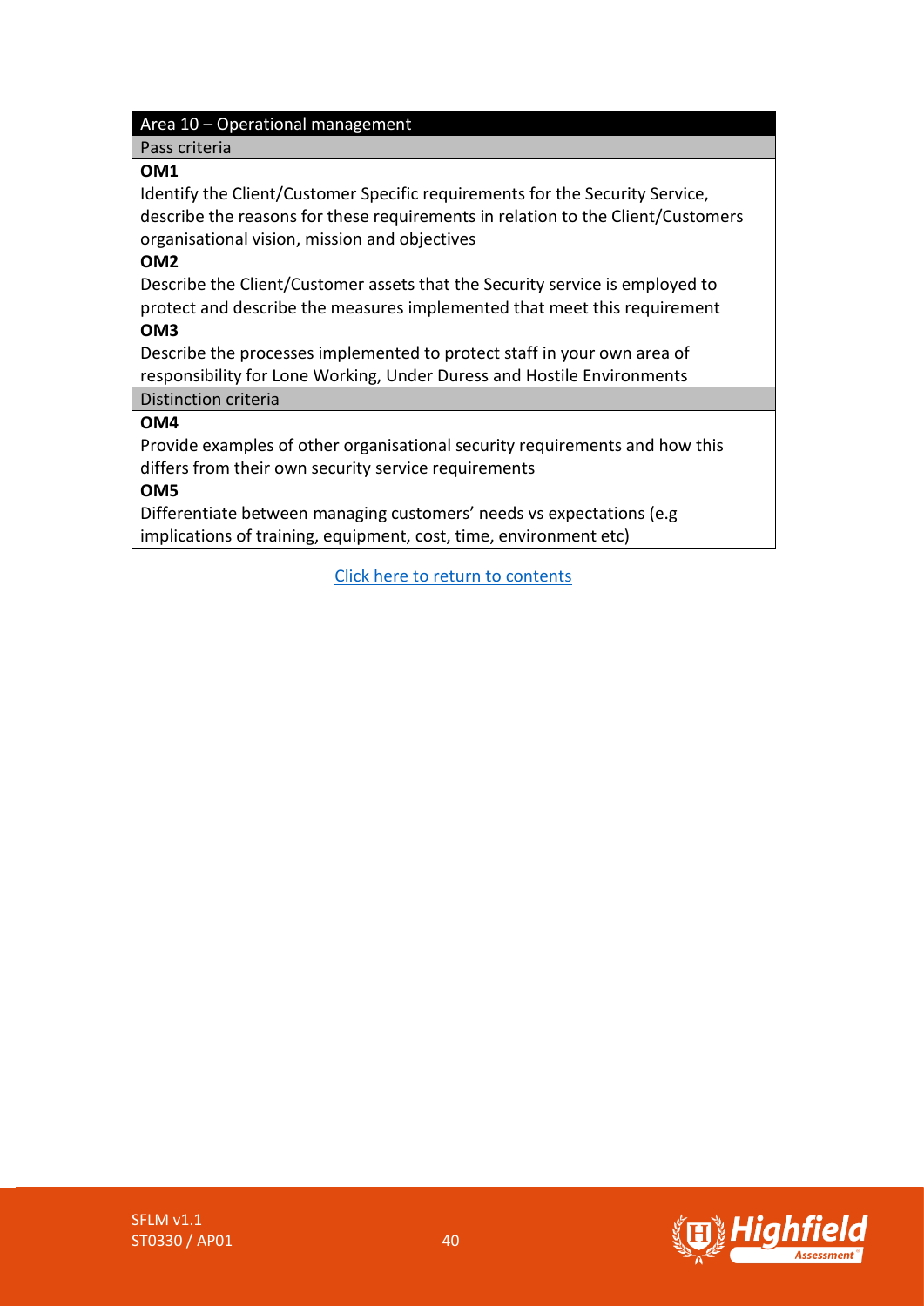| Area 10 – Operational management |
| --- |
| Pass criteria |
| **OM1**<br>Identify the Client/Customer Specific requirements for the Security Service, describe the reasons for these requirements in relation to the Client/Customers organisational vision, mission and objectives<br>**OM2**<br>Describe the Client/Customer assets that the Security service is employed to protect and describe the measures implemented that meet this requirement<br>**OM3**<br>Describe the processes implemented to protect staff in your own area of responsibility for Lone Working, Under Duress and Hostile Environments |
| Distinction criteria |
| **OM4**<br>Provide examples of other organisational security requirements and how this differs from their own security service requirements<br>**OM5**<br>Differentiate between managing customers' needs vs expectations (e.g implications of training, equipment, cost, time, environment etc) |

Click here to return to contents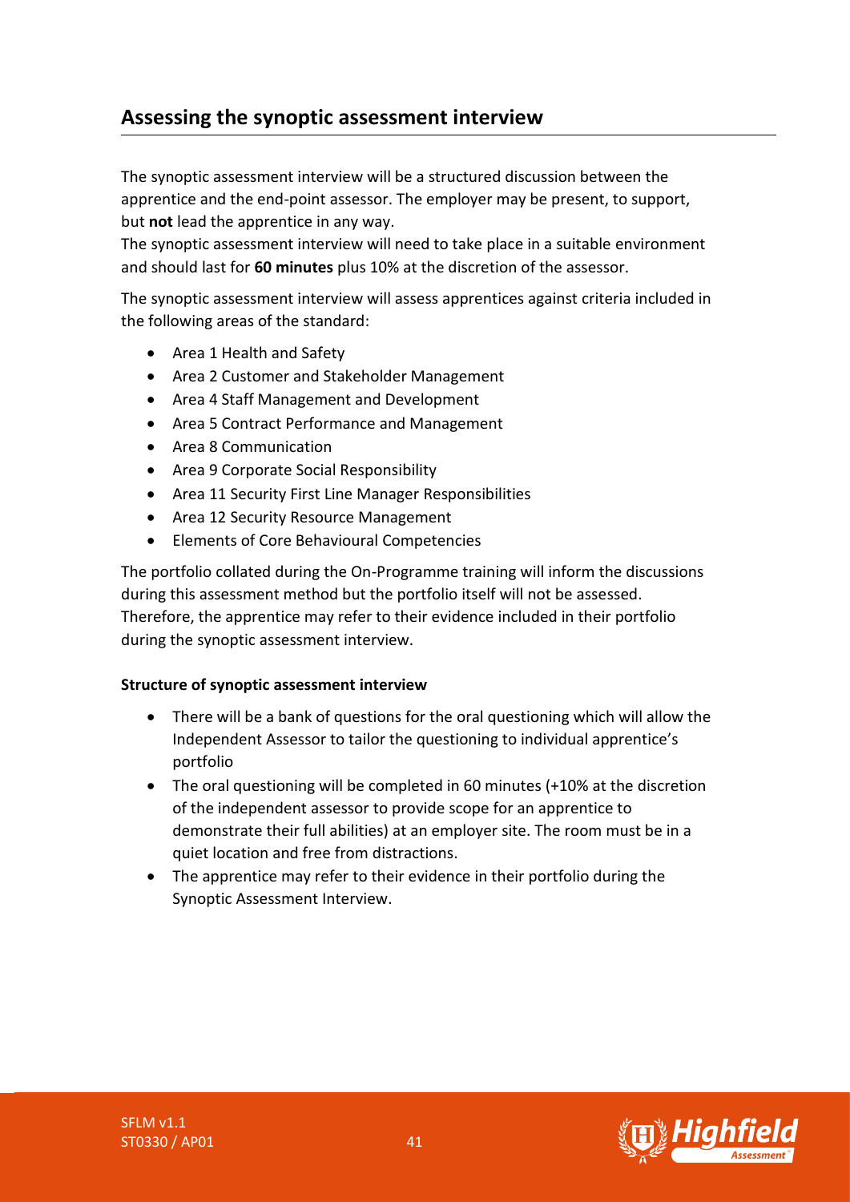## Assessing the synoptic assessment interview

The synoptic assessment interview will be a structured discussion between the apprentice and the end-point assessor. The employer may be present, to support, but **not** lead the apprentice in any way.
The synoptic assessment interview will need to take place in a suitable environment and should last for **60 minutes** plus 10% at the discretion of the assessor.

The synoptic assessment interview will assess apprentices against criteria included in the following areas of the standard:

- Area 1 Health and Safety
- Area 2 Customer and Stakeholder Management
- Area 4 Staff Management and Development
- Area 5 Contract Performance and Management
- Area 8 Communication
- Area 9 Corporate Social Responsibility
- Area 11 Security First Line Manager Responsibilities
- Area 12 Security Resource Management
- Elements of Core Behavioural Competencies

The portfolio collated during the On-Programme training will inform the discussions during this assessment method but the portfolio itself will not be assessed. Therefore, the apprentice may refer to their evidence included in their portfolio during the synoptic assessment interview.

**Structure of synoptic assessment interview**

- There will be a bank of questions for the oral questioning which will allow the Independent Assessor to tailor the questioning to individual apprentice's portfolio
- The oral questioning will be completed in 60 minutes (+10% at the discretion of the independent assessor to provide scope for an apprentice to demonstrate their full abilities) at an employer site. The room must be in a quiet location and free from distractions.
- The apprentice may refer to their evidence in their portfolio during the Synoptic Assessment Interview.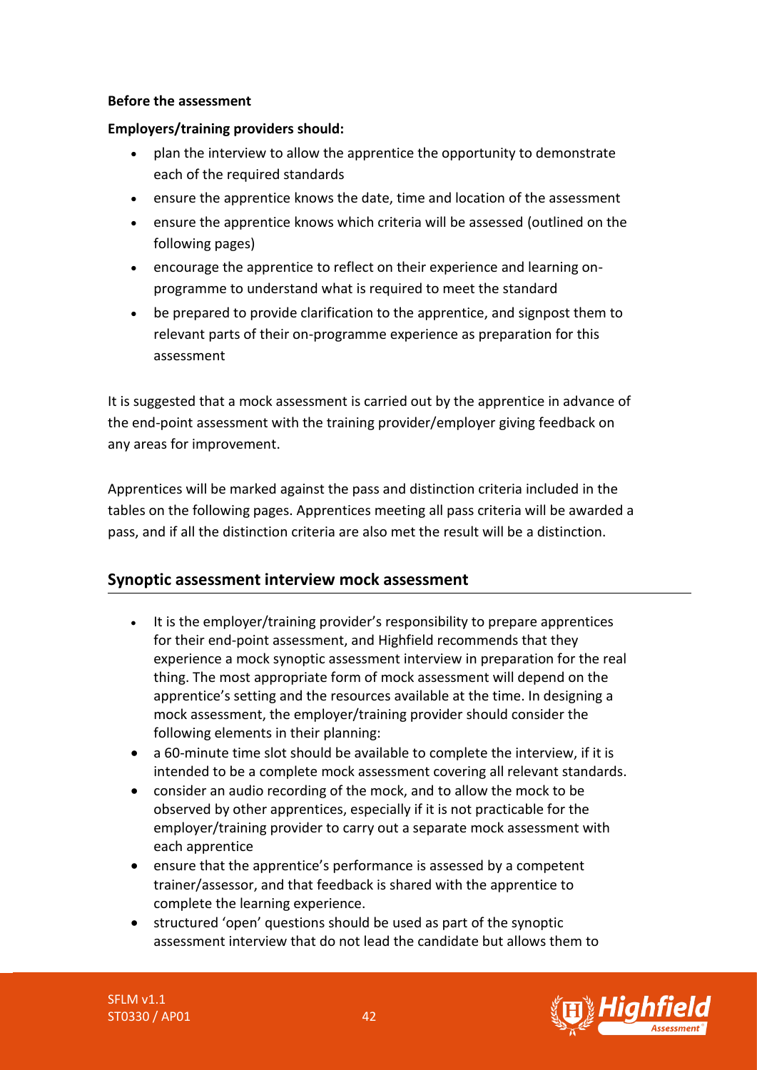**Before the assessment**

**Employers/training providers should:**

- plan the interview to allow the apprentice the opportunity to demonstrate each of the required standards
- ensure the apprentice knows the date, time and location of the assessment
- ensure the apprentice knows which criteria will be assessed (outlined on the following pages)
- encourage the apprentice to reflect on their experience and learning on-programme to understand what is required to meet the standard
- be prepared to provide clarification to the apprentice, and signpost them to relevant parts of their on-programme experience as preparation for this assessment

It is suggested that a mock assessment is carried out by the apprentice in advance of the end-point assessment with the training provider/employer giving feedback on any areas for improvement.

Apprentices will be marked against the pass and distinction criteria included in the tables on the following pages. Apprentices meeting all pass criteria will be awarded a pass, and if all the distinction criteria are also met the result will be a distinction.

## Synoptic assessment interview mock assessment

- It is the employer/training provider's responsibility to prepare apprentices for their end-point assessment, and Highfield recommends that they experience a mock synoptic assessment interview in preparation for the real thing. The most appropriate form of mock assessment will depend on the apprentice's setting and the resources available at the time. In designing a mock assessment, the employer/training provider should consider the following elements in their planning:
- a 60-minute time slot should be available to complete the interview, if it is intended to be a complete mock assessment covering all relevant standards.
- consider an audio recording of the mock, and to allow the mock to be observed by other apprentices, especially if it is not practicable for the employer/training provider to carry out a separate mock assessment with each apprentice
- ensure that the apprentice's performance is assessed by a competent trainer/assessor, and that feedback is shared with the apprentice to complete the learning experience.
- structured 'open' questions should be used as part of the synoptic assessment interview that do not lead the candidate but allows them to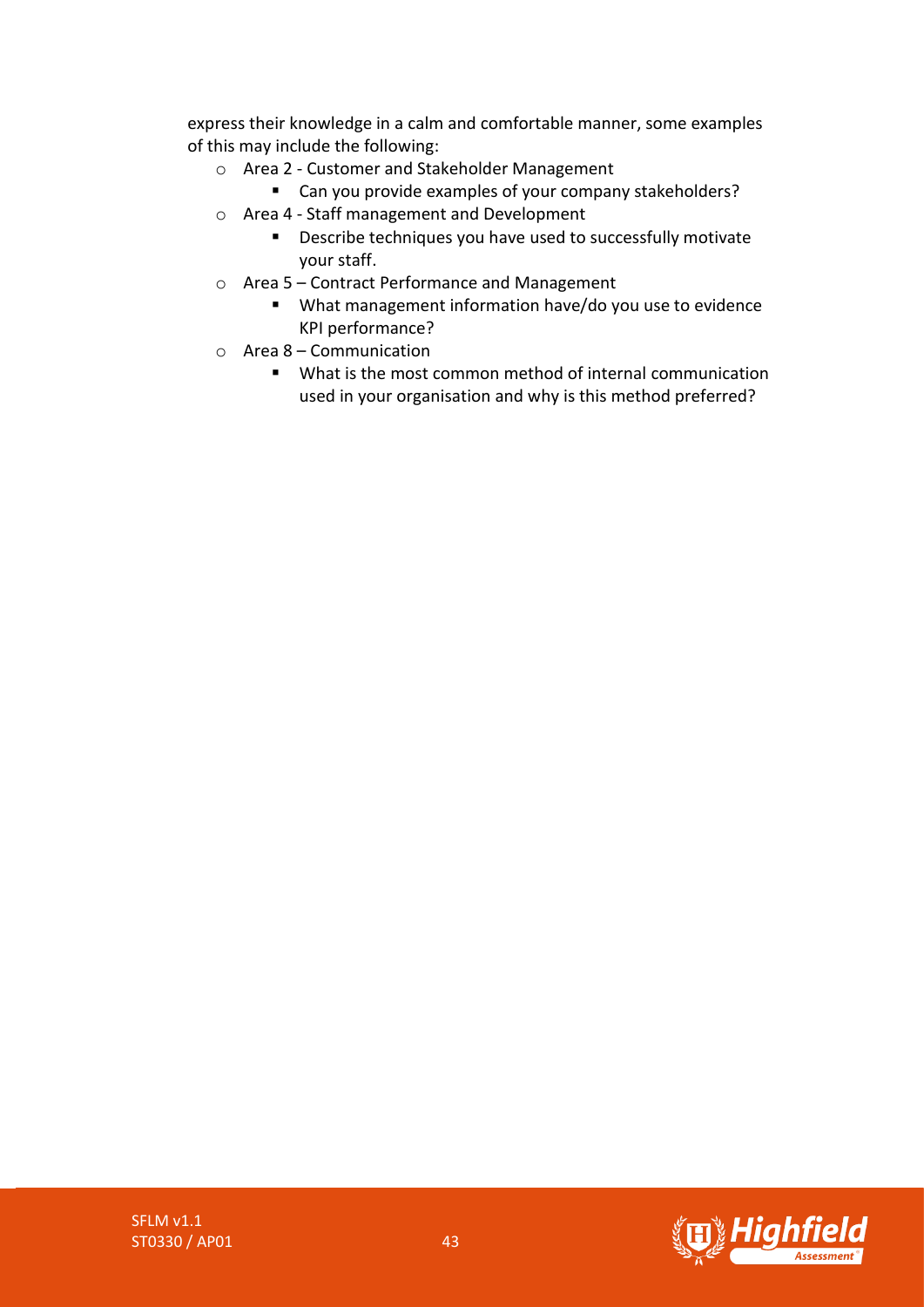express their knowledge in a calm and comfortable manner, some examples of this may include the following:

- Area 2 - Customer and Stakeholder Management
  - Can you provide examples of your company stakeholders?
- Area 4 - Staff management and Development
  - Describe techniques you have used to successfully motivate your staff.
- Area 5 – Contract Performance and Management
  - What management information have/do you use to evidence KPI performance?
- Area 8 – Communication
  - What is the most common method of internal communication used in your organisation and why is this method preferred?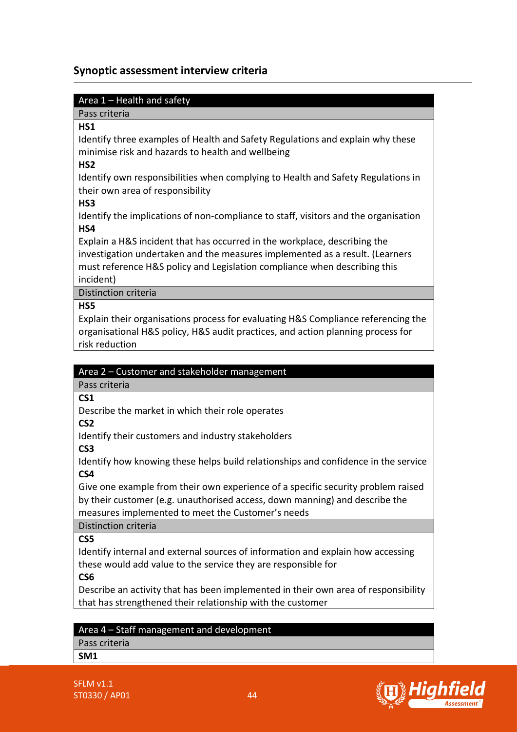## Synoptic assessment interview criteria

| Area 1 – Health and safety |
|---|
| Pass criteria |
| **HS1**<br>Identify three examples of Health and Safety Regulations and explain why these minimise risk and hazards to health and wellbeing<br>**HS2**<br>Identify own responsibilities when complying to Health and Safety Regulations in their own area of responsibility<br>**HS3**<br>Identify the implications of non-compliance to staff, visitors and the organisation<br>**HS4**<br>Explain a H&S incident that has occurred in the workplace, describing the investigation undertaken and the measures implemented as a result. (Learners must reference H&S policy and Legislation compliance when describing this incident) |
| Distinction criteria |
| **HS5**<br>Explain their organisations process for evaluating H&S Compliance referencing the organisational H&S policy, H&S audit practices, and action planning process for risk reduction |

| Area 2 – Customer and stakeholder management |
|---|
| Pass criteria |
| **CS1**<br>Describe the market in which their role operates<br>**CS2**<br>Identify their customers and industry stakeholders<br>**CS3**<br>Identify how knowing these helps build relationships and confidence in the service<br>**CS4**<br>Give one example from their own experience of a specific security problem raised by their customer (e.g. unauthorised access, down manning) and describe the measures implemented to meet the Customer's needs |
| Distinction criteria |
| **CS5**<br>Identify internal and external sources of information and explain how accessing these would add value to the service they are responsible for<br>**CS6**<br>Describe an activity that has been implemented in their own area of responsibility that has strengthened their relationship with the customer |

| Area 4 – Staff management and development |
|---|
| Pass criteria |
| **SM1** |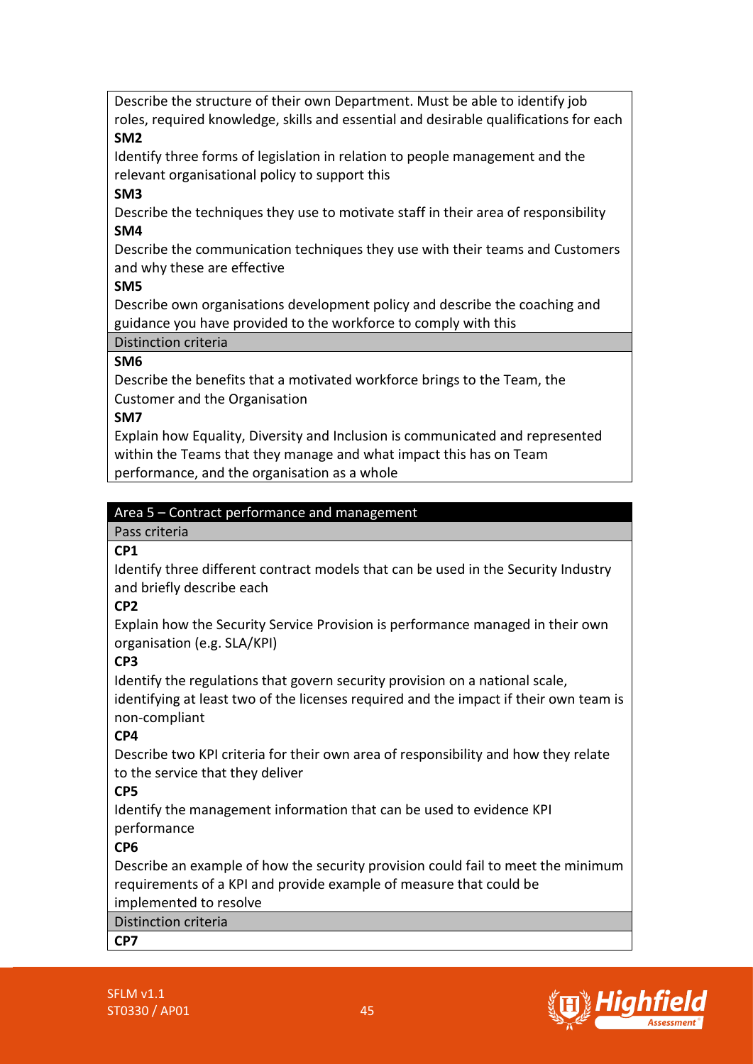Describe the structure of their own Department. Must be able to identify job roles, required knowledge, skills and essential and desirable qualifications for each

**SM2**

Identify three forms of legislation in relation to people management and the relevant organisational policy to support this

**SM3**

Describe the techniques they use to motivate staff in their area of responsibility

**SM4**

Describe the communication techniques they use with their teams and Customers and why these are effective

**SM5**

Describe own organisations development policy and describe the coaching and guidance you have provided to the workforce to comply with this

Distinction criteria

**SM6**

Describe the benefits that a motivated workforce brings to the Team, the Customer and the Organisation

**SM7**

Explain how Equality, Diversity and Inclusion is communicated and represented within the Teams that they manage and what impact this has on Team performance, and the organisation as a whole

## Area 5 – Contract performance and management

Pass criteria

**CP1**

Identify three different contract models that can be used in the Security Industry and briefly describe each

**CP2**

Explain how the Security Service Provision is performance managed in their own organisation (e.g. SLA/KPI)

**CP3**

Identify the regulations that govern security provision on a national scale, identifying at least two of the licenses required and the impact if their own team is non-compliant

**CP4**

Describe two KPI criteria for their own area of responsibility and how they relate to the service that they deliver

**CP5**

Identify the management information that can be used to evidence KPI performance

**CP6**

Describe an example of how the security provision could fail to meet the minimum requirements of a KPI and provide example of measure that could be implemented to resolve

Distinction criteria

**CP7**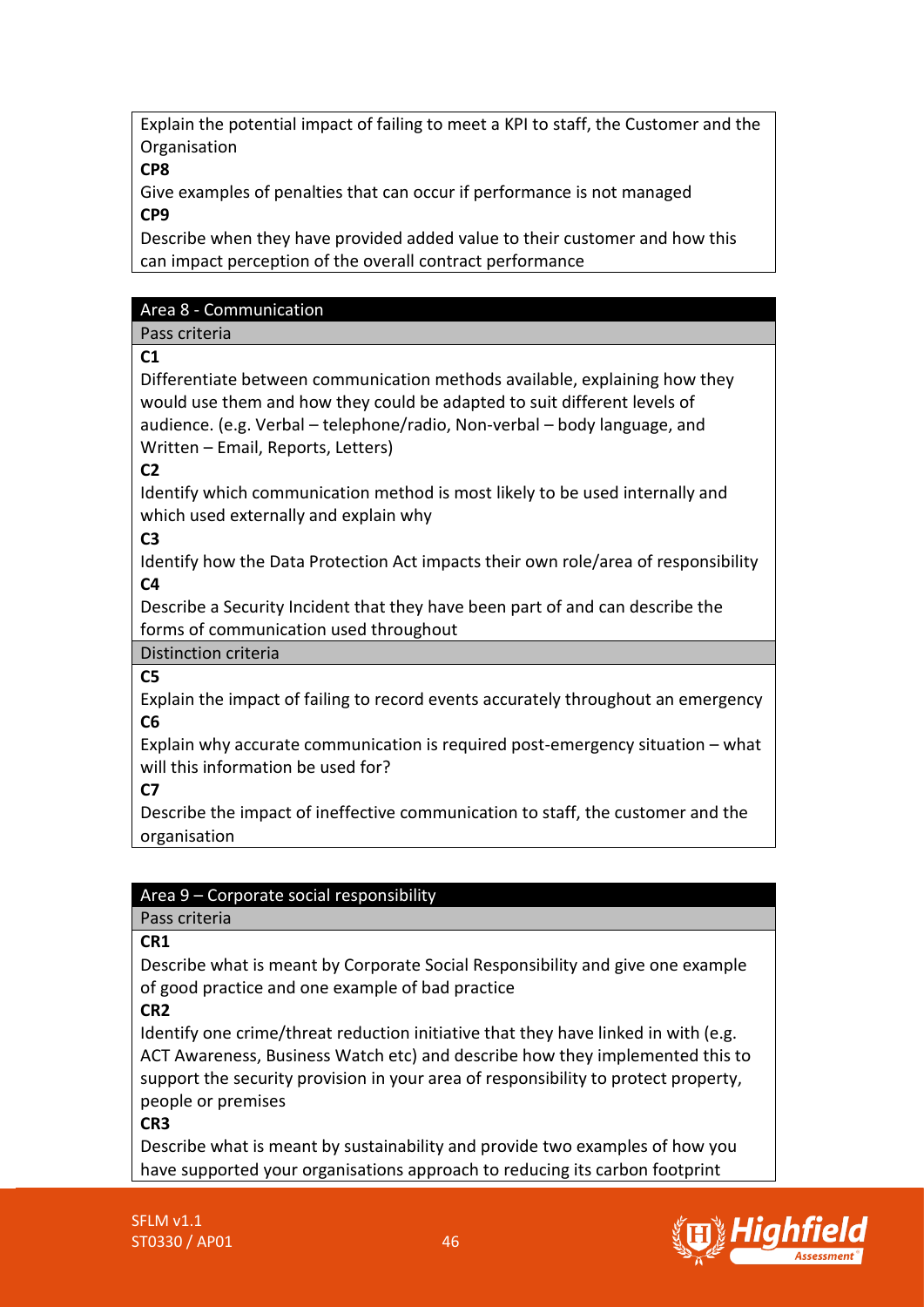Explain the potential impact of failing to meet a KPI to staff, the Customer and the Organisation

**CP8**

Give examples of penalties that can occur if performance is not managed

**CP9**

Describe when they have provided added value to their customer and how this can impact perception of the overall contract performance

## Area 8 - Communication

### Pass criteria

**C1**

Differentiate between communication methods available, explaining how they would use them and how they could be adapted to suit different levels of audience. (e.g. Verbal – telephone/radio, Non-verbal – body language, and Written – Email, Reports, Letters)

**C2**

Identify which communication method is most likely to be used internally and which used externally and explain why

**C3**

Identify how the Data Protection Act impacts their own role/area of responsibility

**C4**

Describe a Security Incident that they have been part of and can describe the forms of communication used throughout

### Distinction criteria

**C5**

Explain the impact of failing to record events accurately throughout an emergency

**C6**

Explain why accurate communication is required post-emergency situation – what will this information be used for?

**C7**

Describe the impact of ineffective communication to staff, the customer and the organisation

## Area 9 – Corporate social responsibility

### Pass criteria

**CR1**

Describe what is meant by Corporate Social Responsibility and give one example of good practice and one example of bad practice

**CR2**

Identify one crime/threat reduction initiative that they have linked in with (e.g. ACT Awareness, Business Watch etc) and describe how they implemented this to support the security provision in your area of responsibility to protect property, people or premises

**CR3**

Describe what is meant by sustainability and provide two examples of how you have supported your organisations approach to reducing its carbon footprint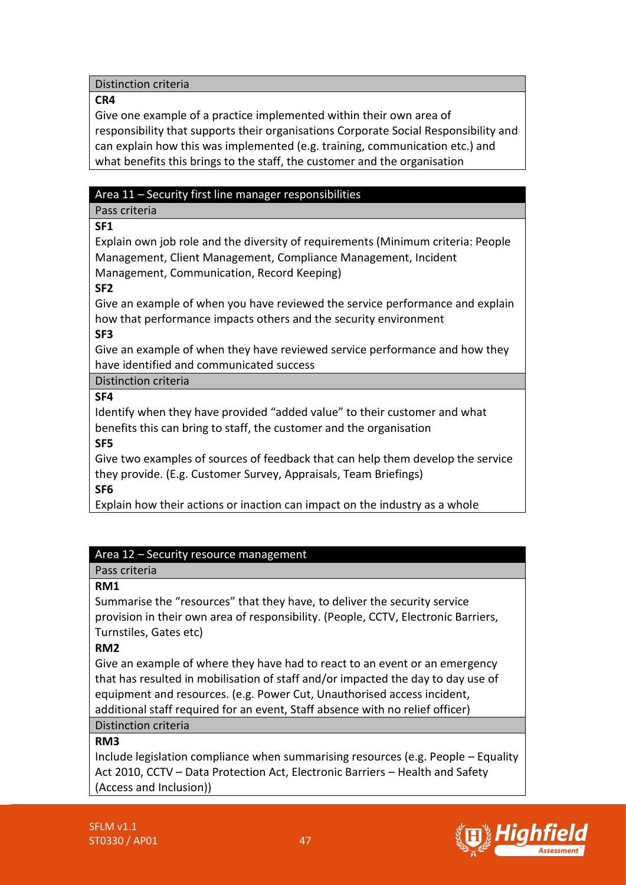| Distinction criteria |
| --- |
| **CR4**<br>Give one example of a practice implemented within their own area of responsibility that supports their organisations Corporate Social Responsibility and can explain how this was implemented (e.g. training, communication etc.) and what benefits this brings to the staff, the customer and the organisation |

| Area 11 – Security first line manager responsibilities |
| --- |
| Pass criteria |
| **SF1**<br>Explain own job role and the diversity of requirements (Minimum criteria: People Management, Client Management, Compliance Management, Incident Management, Communication, Record Keeping)<br>**SF2**<br>Give an example of when you have reviewed the service performance and explain how that performance impacts others and the security environment<br>**SF3**<br>Give an example of when they have reviewed service performance and how they have identified and communicated success |
| Distinction criteria |
| **SF4**<br>Identify when they have provided "added value" to their customer and what benefits this can bring to staff, the customer and the organisation<br>**SF5**<br>Give two examples of sources of feedback that can help them develop the service they provide. (E.g. Customer Survey, Appraisals, Team Briefings)<br>**SF6**<br>Explain how their actions or inaction can impact on the industry as a whole |

| Area 12 – Security resource management |
| --- |
| Pass criteria |
| **RM1**<br>Summarise the "resources" that they have, to deliver the security service provision in their own area of responsibility. (People, CCTV, Electronic Barriers, Turnstiles, Gates etc)<br>**RM2**<br>Give an example of where they have had to react to an event or an emergency that has resulted in mobilisation of staff and/or impacted the day to day use of equipment and resources. (e.g. Power Cut, Unauthorised access incident, additional staff required for an event, Staff absence with no relief officer) |
| Distinction criteria |
| **RM3**<br>Include legislation compliance when summarising resources (e.g. People – Equality Act 2010, CCTV – Data Protection Act, Electronic Barriers – Health and Safety (Access and Inclusion)) |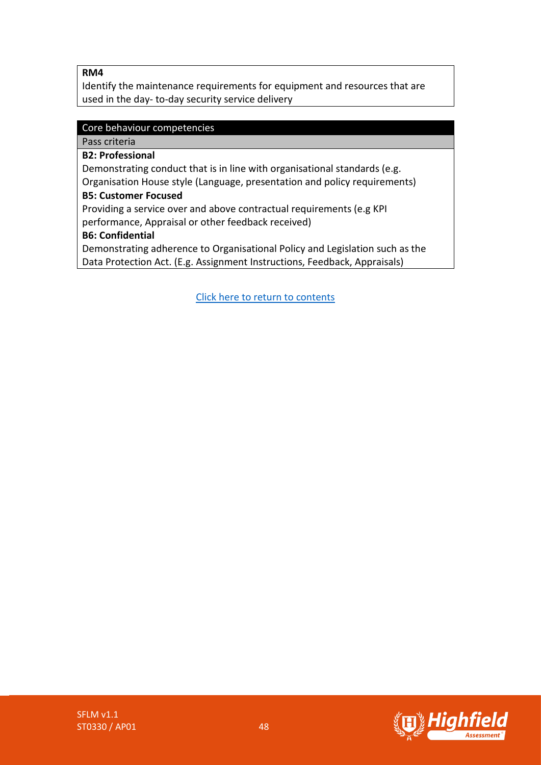| |
|---|
| **RM4**<br>Identify the maintenance requirements for equipment and resources that are used in the day- to-day security service delivery |

| Core behaviour competencies |
|---|
| Pass criteria |
| **B2: Professional**<br>Demonstrating conduct that is in line with organisational standards (e.g. Organisation House style (Language, presentation and policy requirements) |
| **B5: Customer Focused**<br>Providing a service over and above contractual requirements (e.g KPI performance, Appraisal or other feedback received) |
| **B6: Confidential**<br>Demonstrating adherence to Organisational Policy and Legislation such as the Data Protection Act. (E.g. Assignment Instructions, Feedback, Appraisals) |

Click here to return to contents